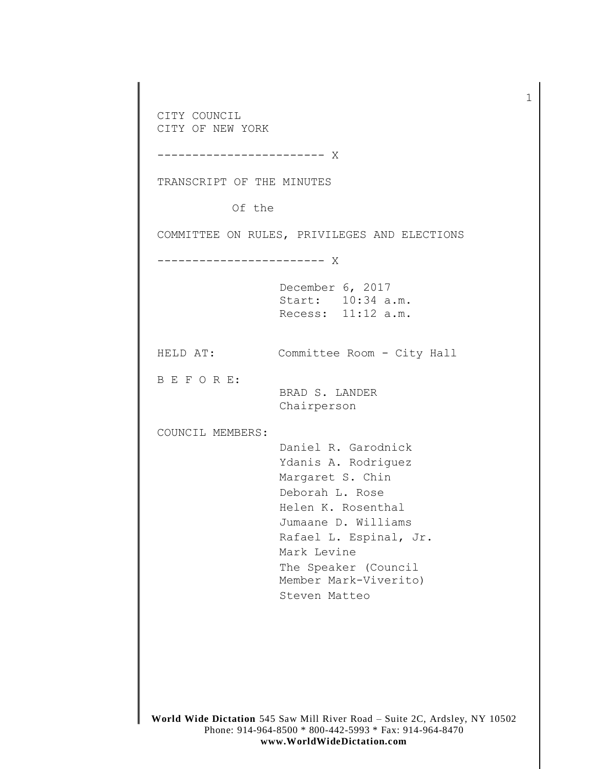CITY COUNCIL
CITY OF NEW YORK

------------------------ X

TRANSCRIPT OF THE MINUTES

Of the

COMMITTEE ON RULES, PRIVILEGES AND ELECTIONS

------------------------ X

December 6, 2017
Start: 10:34 a.m.
Recess: 11:12 a.m.

HELD AT: Committee Room - City Hall

B E F O R E:

BRAD S. LANDER
Chairperson

COUNCIL MEMBERS:

Daniel R. Garodnick
Ydanis A. Rodriguez
Margaret S. Chin
Deborah L. Rose
Helen K. Rosenthal
Jumaane D. Williams
Rafael L. Espinal, Jr.
Mark Levine
The Speaker (Council Member Mark-Viverito)
Steven Matteo

**World Wide Dictation** 545 Saw Mill River Road – Suite 2C, Ardsley, NY 10502
Phone: 914-964-8500 * 800-442-5993 * Fax: 914-964-8470
**www.WorldWideDictation.com**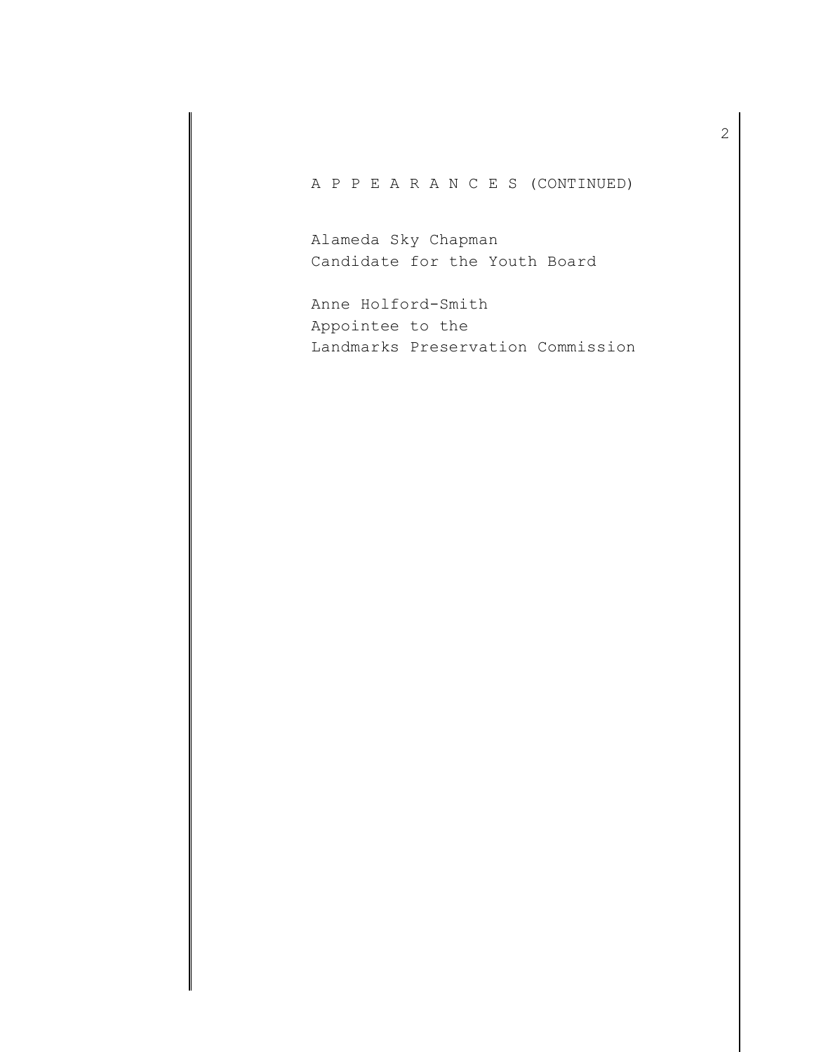A P P E A R A N C E S (CONTINUED)

Alameda Sky Chapman
Candidate for the Youth Board

Anne Holford-Smith
Appointee to the
Landmarks Preservation Commission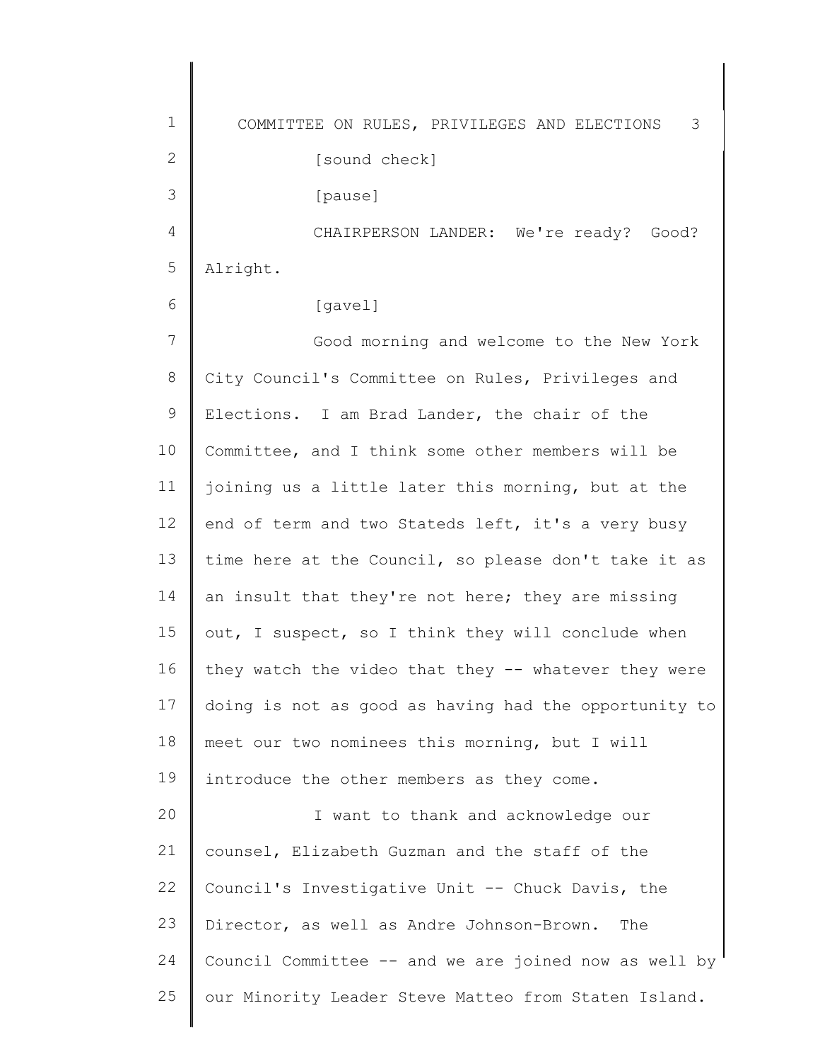[sound check]

[pause]

CHAIRPERSON LANDER: We're ready? Good? Alright.

[gavel]

Good morning and welcome to the New York City Council's Committee on Rules, Privileges and Elections. I am Brad Lander, the chair of the Committee, and I think some other members will be joining us a little later this morning, but at the end of term and two Stateds left, it's a very busy time here at the Council, so please don't take it as an insult that they're not here; they are missing out, I suspect, so I think they will conclude when they watch the video that they -- whatever they were doing is not as good as having had the opportunity to meet our two nominees this morning, but I will introduce the other members as they come.

I want to thank and acknowledge our counsel, Elizabeth Guzman and the staff of the Council's Investigative Unit -- Chuck Davis, the Director, as well as Andre Johnson-Brown. The Council Committee -- and we are joined now as well by our Minority Leader Steve Matteo from Staten Island.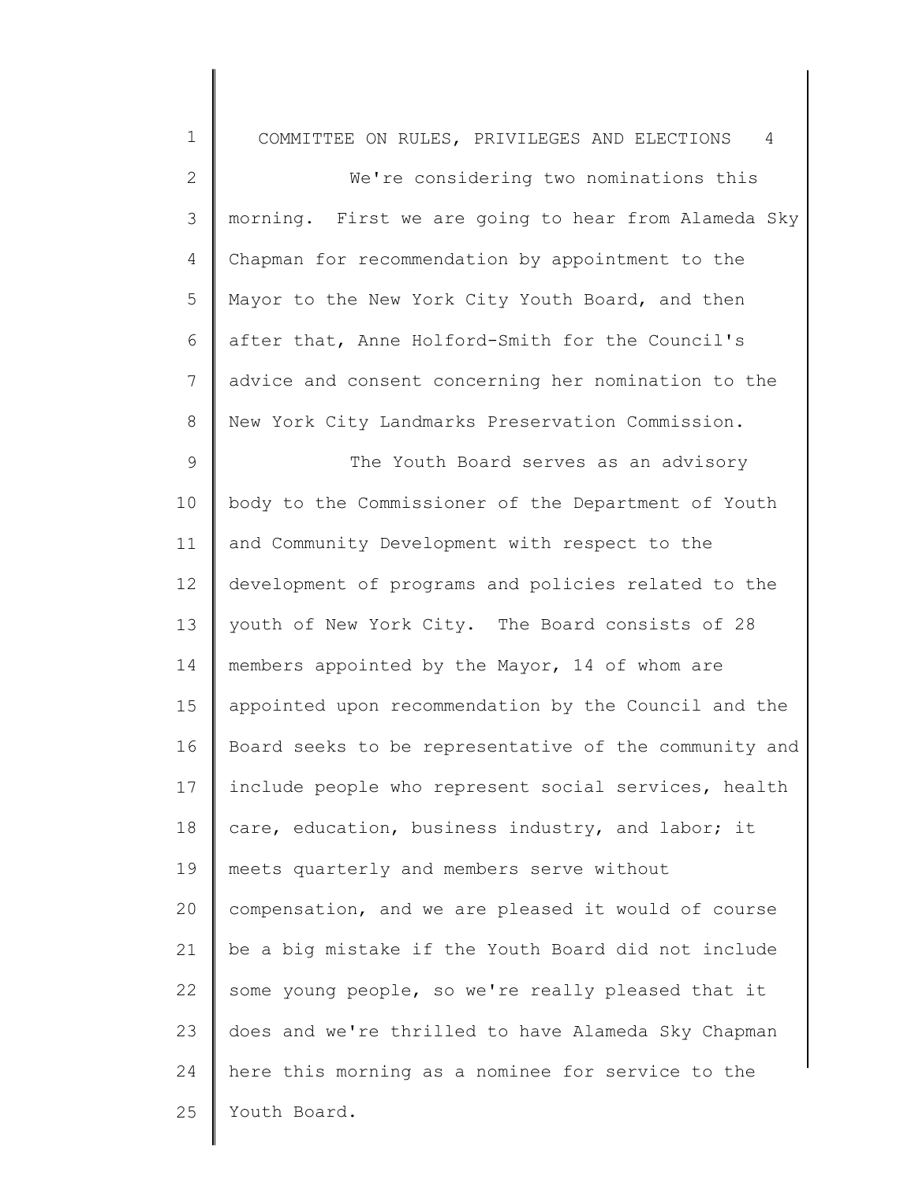We're considering two nominations this morning. First we are going to hear from Alameda Sky Chapman for recommendation by appointment to the Mayor to the New York City Youth Board, and then after that, Anne Holford-Smith for the Council's advice and consent concerning her nomination to the New York City Landmarks Preservation Commission.

The Youth Board serves as an advisory body to the Commissioner of the Department of Youth and Community Development with respect to the development of programs and policies related to the youth of New York City. The Board consists of 28 members appointed by the Mayor, 14 of whom are appointed upon recommendation by the Council and the Board seeks to be representative of the community and include people who represent social services, health care, education, business industry, and labor; it meets quarterly and members serve without compensation, and we are pleased it would of course be a big mistake if the Youth Board did not include some young people, so we're really pleased that it does and we're thrilled to have Alameda Sky Chapman here this morning as a nominee for service to the Youth Board.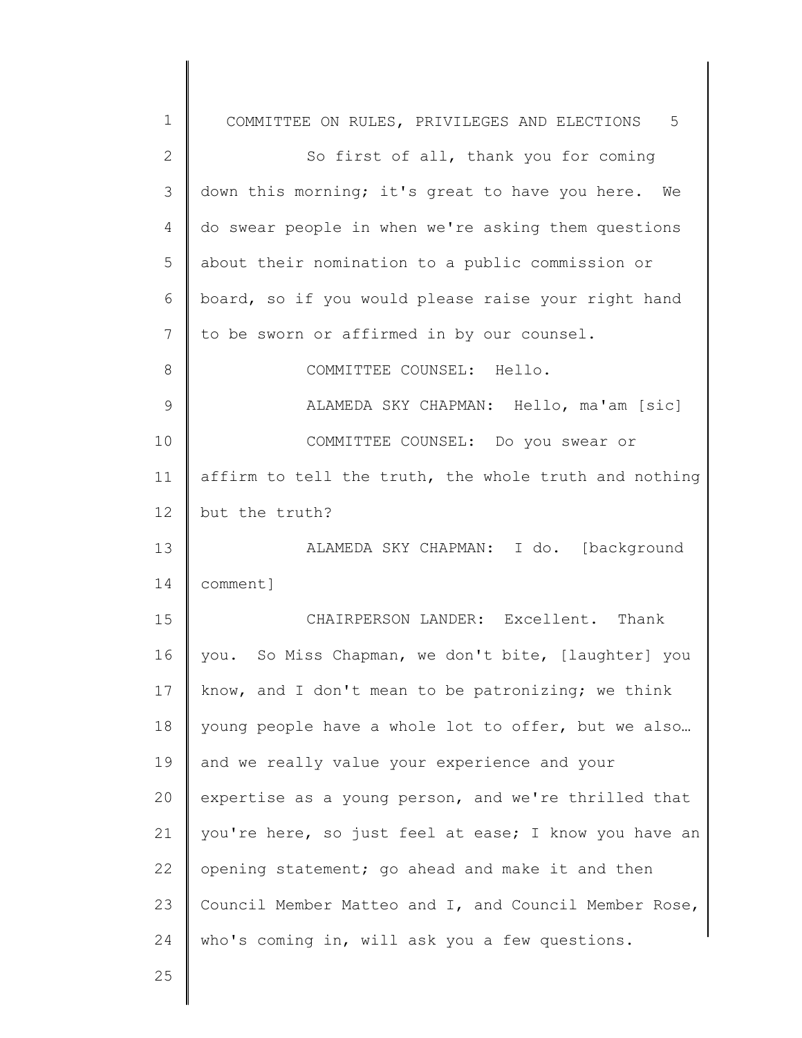So first of all, thank you for coming down this morning; it's great to have you here. We do swear people in when we're asking them questions about their nomination to a public commission or board, so if you would please raise your right hand to be sworn or affirmed in by our counsel.

COMMITTEE COUNSEL: Hello.

ALAMEDA SKY CHAPMAN: Hello, ma'am [sic]

COMMITTEE COUNSEL: Do you swear or affirm to tell the truth, the whole truth and nothing but the truth?

ALAMEDA SKY CHAPMAN: I do. [background comment]

CHAIRPERSON LANDER: Excellent. Thank you. So Miss Chapman, we don't bite, [laughter] you know, and I don't mean to be patronizing; we think young people have a whole lot to offer, but we also… and we really value your experience and your expertise as a young person, and we're thrilled that you're here, so just feel at ease; I know you have an opening statement; go ahead and make it and then Council Member Matteo and I, and Council Member Rose, who's coming in, will ask you a few questions.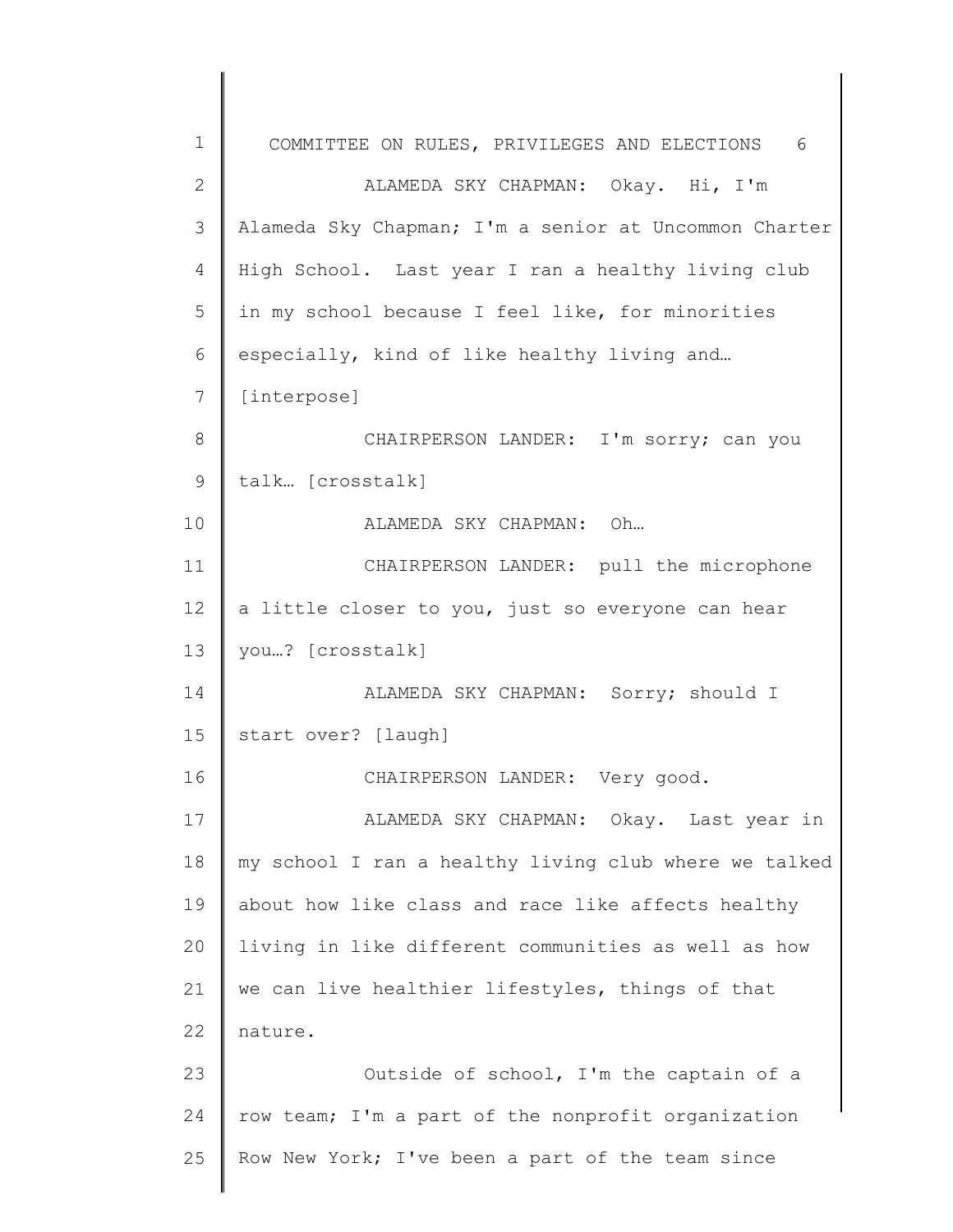ALAMEDA SKY CHAPMAN: Okay. Hi, I'm Alameda Sky Chapman; I'm a senior at Uncommon Charter High School. Last year I ran a healthy living club in my school because I feel like, for minorities especially, kind of like healthy living and… [interpose]

CHAIRPERSON LANDER: I'm sorry; can you talk… [crosstalk]

ALAMEDA SKY CHAPMAN: Oh…

CHAIRPERSON LANDER: pull the microphone a little closer to you, just so everyone can hear you…? [crosstalk]

ALAMEDA SKY CHAPMAN: Sorry; should I start over? [laugh]

CHAIRPERSON LANDER: Very good.

ALAMEDA SKY CHAPMAN: Okay. Last year in my school I ran a healthy living club where we talked about how like class and race like affects healthy living in like different communities as well as how we can live healthier lifestyles, things of that nature.

Outside of school, I'm the captain of a row team; I'm a part of the nonprofit organization Row New York; I've been a part of the team since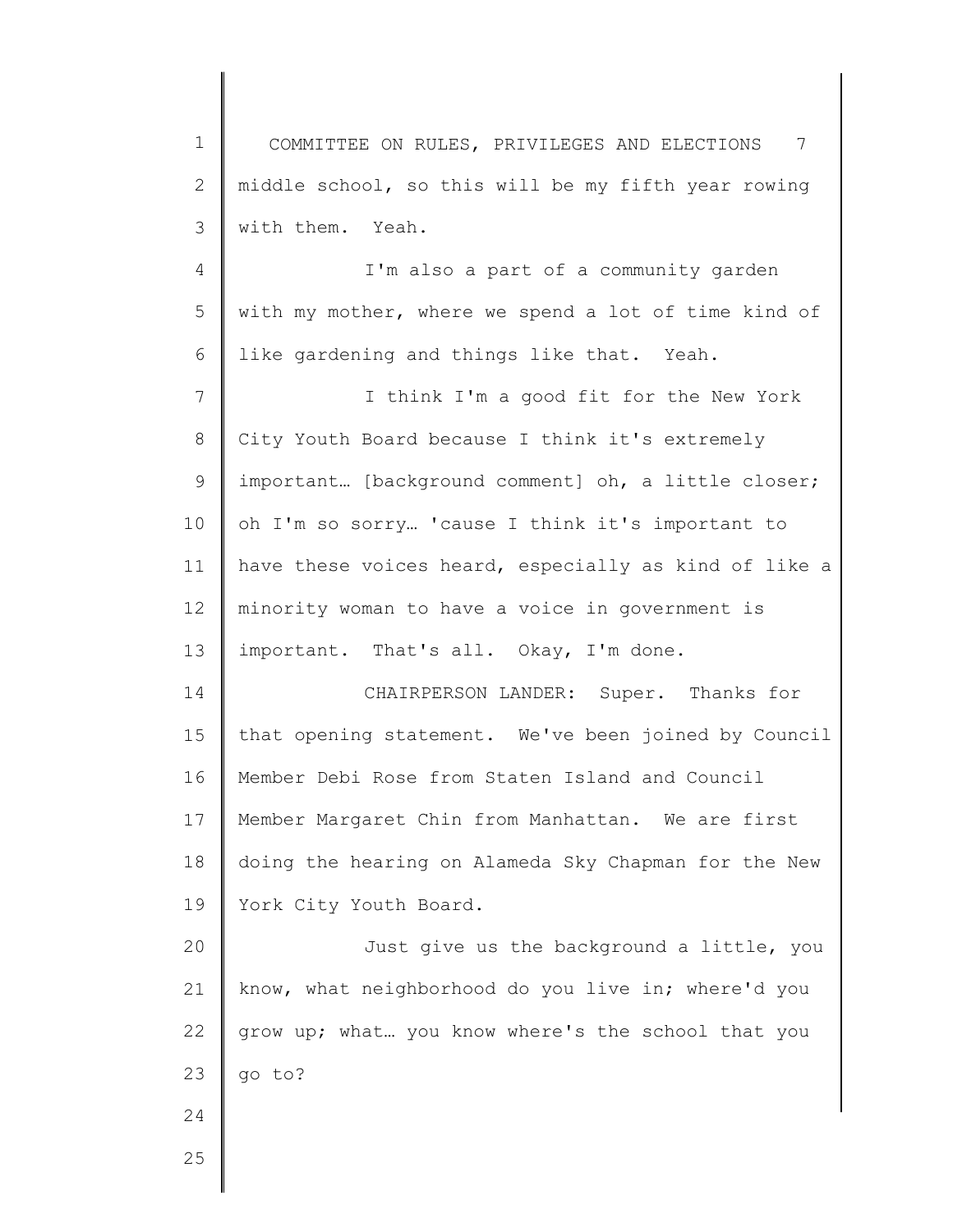middle school, so this will be my fifth year rowing with them. Yeah.

I'm also a part of a community garden with my mother, where we spend a lot of time kind of like gardening and things like that. Yeah.

I think I'm a good fit for the New York City Youth Board because I think it's extremely important… [background comment] oh, a little closer; oh I'm so sorry… 'cause I think it's important to have these voices heard, especially as kind of like a minority woman to have a voice in government is important. That's all. Okay, I'm done.

CHAIRPERSON LANDER: Super. Thanks for that opening statement. We've been joined by Council Member Debi Rose from Staten Island and Council Member Margaret Chin from Manhattan. We are first doing the hearing on Alameda Sky Chapman for the New York City Youth Board.

Just give us the background a little, you know, what neighborhood do you live in; where'd you grow up; what… you know where's the school that you go to?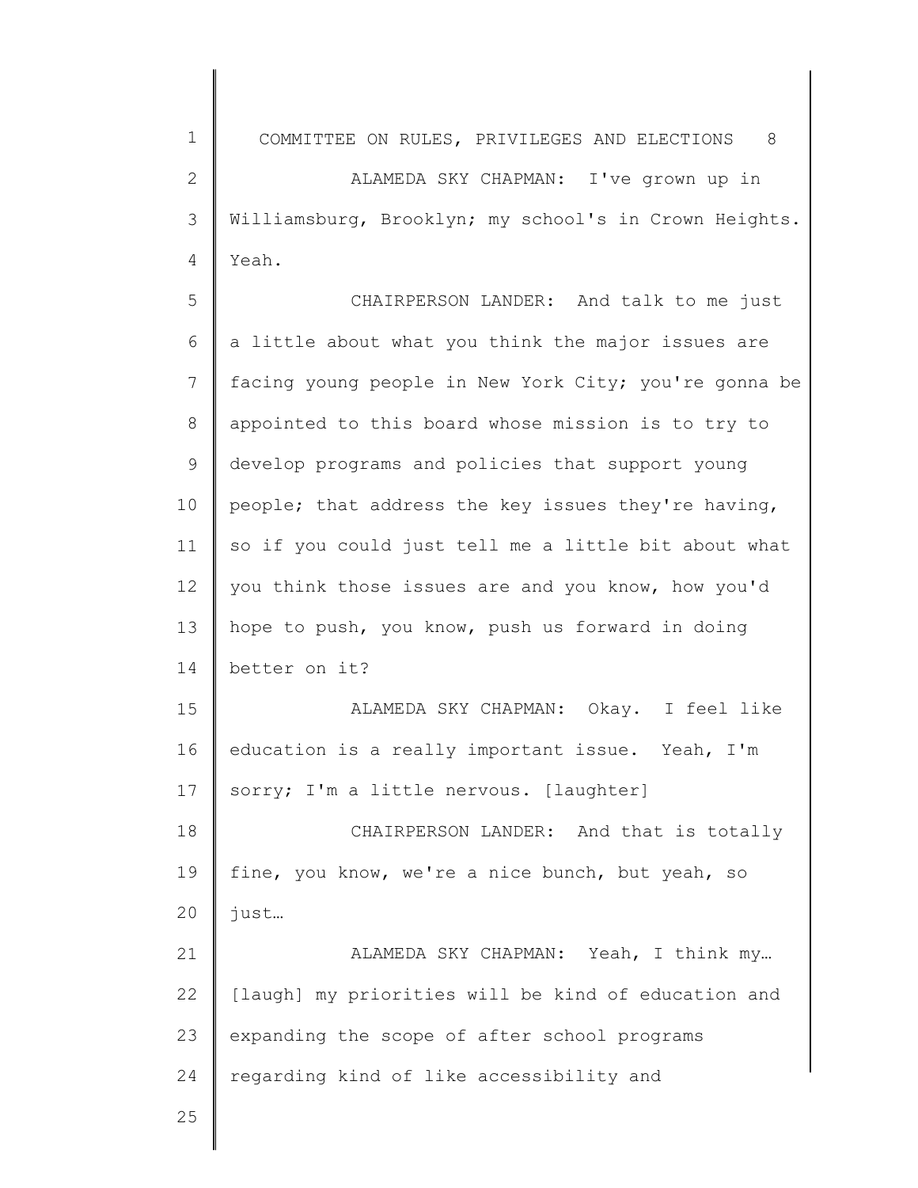ALAMEDA SKY CHAPMAN: I've grown up in Williamsburg, Brooklyn; my school's in Crown Heights. Yeah.

CHAIRPERSON LANDER: And talk to me just a little about what you think the major issues are facing young people in New York City; you're gonna be appointed to this board whose mission is to try to develop programs and policies that support young people; that address the key issues they're having, so if you could just tell me a little bit about what you think those issues are and you know, how you'd hope to push, you know, push us forward in doing better on it?

ALAMEDA SKY CHAPMAN: Okay. I feel like education is a really important issue. Yeah, I'm sorry; I'm a little nervous. [laughter]

CHAIRPERSON LANDER: And that is totally fine, you know, we're a nice bunch, but yeah, so just…

ALAMEDA SKY CHAPMAN: Yeah, I think my… [laugh] my priorities will be kind of education and expanding the scope of after school programs regarding kind of like accessibility and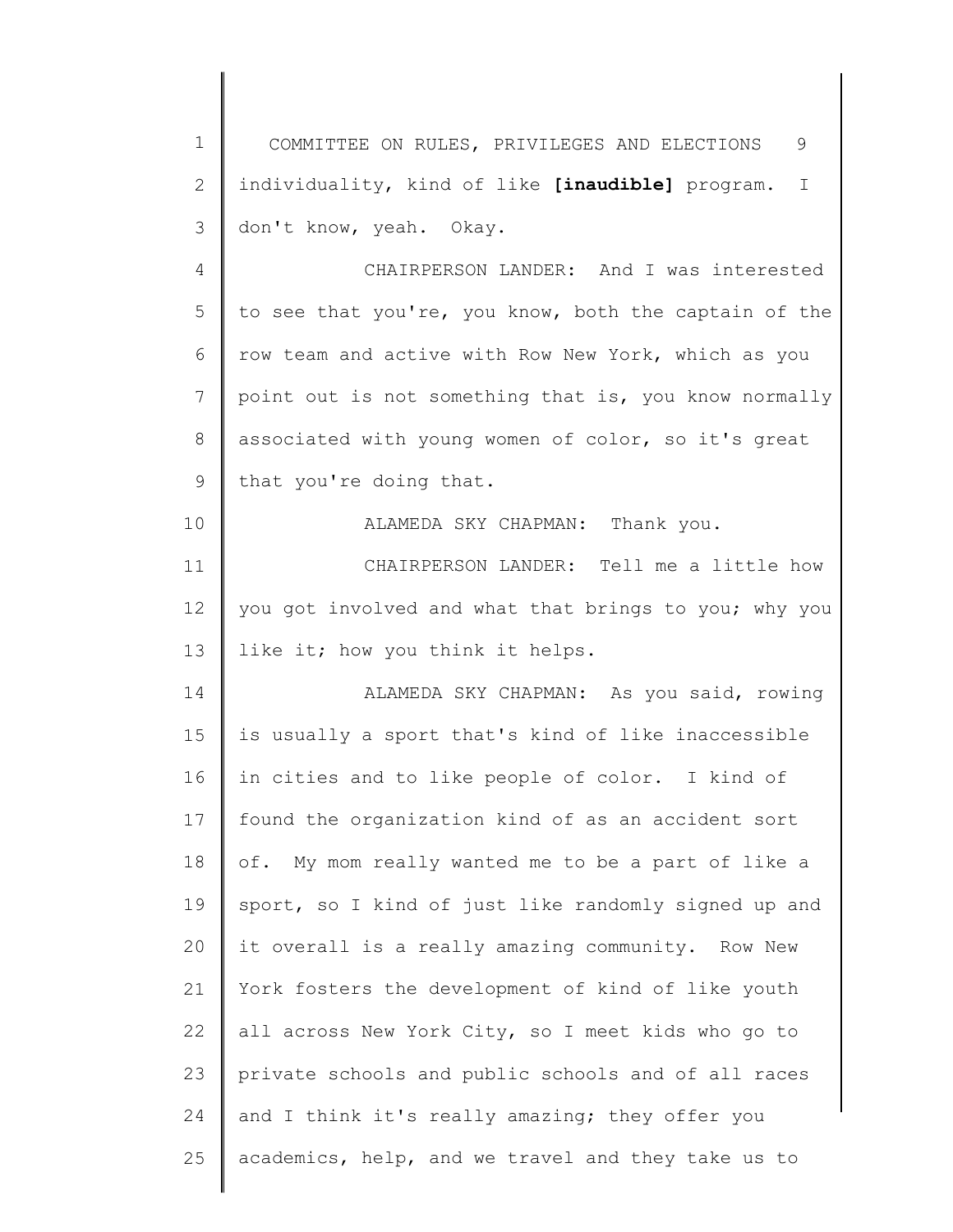individuality, kind of like **[inaudible]** program. I don't know, yeah. Okay.

CHAIRPERSON LANDER: And I was interested to see that you're, you know, both the captain of the row team and active with Row New York, which as you point out is not something that is, you know normally associated with young women of color, so it's great that you're doing that.

ALAMEDA SKY CHAPMAN: Thank you.

CHAIRPERSON LANDER: Tell me a little how you got involved and what that brings to you; why you like it; how you think it helps.

ALAMEDA SKY CHAPMAN: As you said, rowing is usually a sport that's kind of like inaccessible in cities and to like people of color. I kind of found the organization kind of as an accident sort of. My mom really wanted me to be a part of like a sport, so I kind of just like randomly signed up and it overall is a really amazing community. Row New York fosters the development of kind of like youth all across New York City, so I meet kids who go to private schools and public schools and of all races and I think it's really amazing; they offer you academics, help, and we travel and they take us to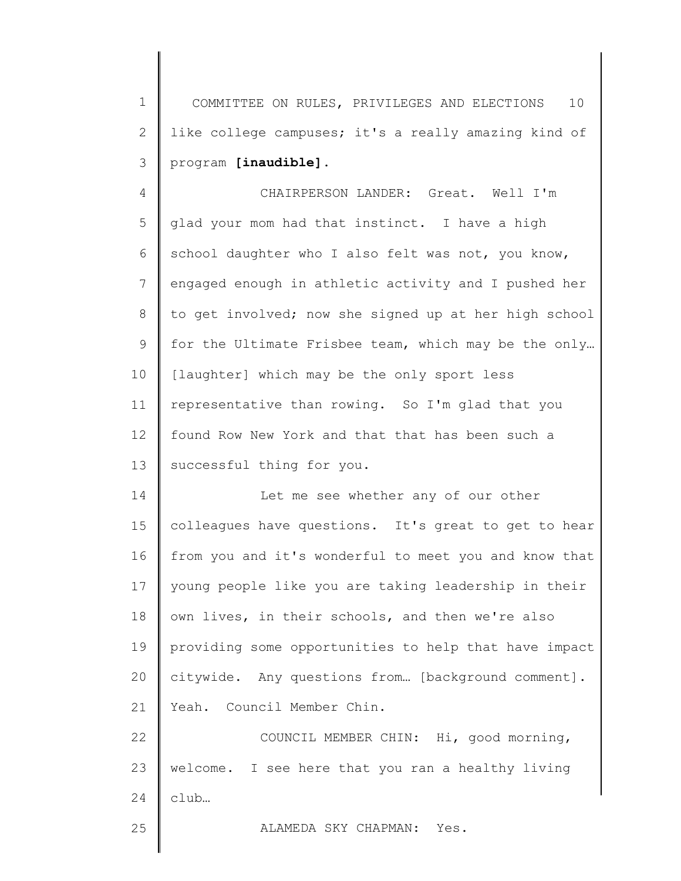like college campuses; it's a really amazing kind of program **[inaudible]**.

CHAIRPERSON LANDER: Great. Well I'm glad your mom had that instinct. I have a high school daughter who I also felt was not, you know, engaged enough in athletic activity and I pushed her to get involved; now she signed up at her high school for the Ultimate Frisbee team, which may be the only… [laughter] which may be the only sport less representative than rowing. So I'm glad that you found Row New York and that that has been such a successful thing for you.

Let me see whether any of our other colleagues have questions. It's great to get to hear from you and it's wonderful to meet you and know that young people like you are taking leadership in their own lives, in their schools, and then we're also providing some opportunities to help that have impact citywide. Any questions from… [background comment]. Yeah. Council Member Chin.

COUNCIL MEMBER CHIN: Hi, good morning, welcome. I see here that you ran a healthy living club…

ALAMEDA SKY CHAPMAN: Yes.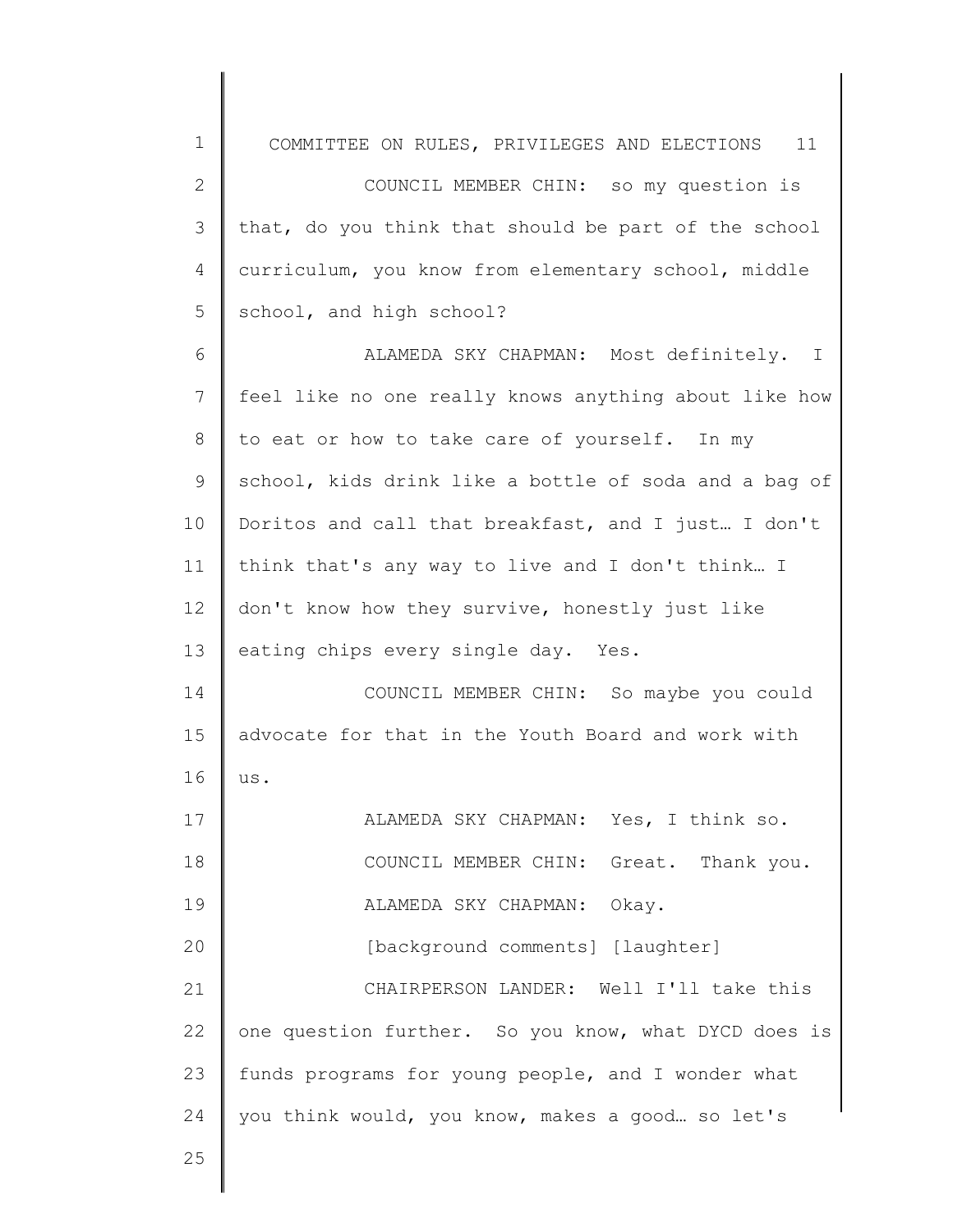COUNCIL MEMBER CHIN: so my question is that, do you think that should be part of the school curriculum, you know from elementary school, middle school, and high school?

ALAMEDA SKY CHAPMAN: Most definitely. I feel like no one really knows anything about like how to eat or how to take care of yourself. In my school, kids drink like a bottle of soda and a bag of Doritos and call that breakfast, and I just… I don't think that's any way to live and I don't think… I don't know how they survive, honestly just like eating chips every single day. Yes.

COUNCIL MEMBER CHIN: So maybe you could advocate for that in the Youth Board and work with us.

ALAMEDA SKY CHAPMAN: Yes, I think so.

COUNCIL MEMBER CHIN: Great. Thank you.

ALAMEDA SKY CHAPMAN: Okay.

[background comments] [laughter]

CHAIRPERSON LANDER: Well I'll take this one question further. So you know, what DYCD does is funds programs for young people, and I wonder what you think would, you know, makes a good… so let's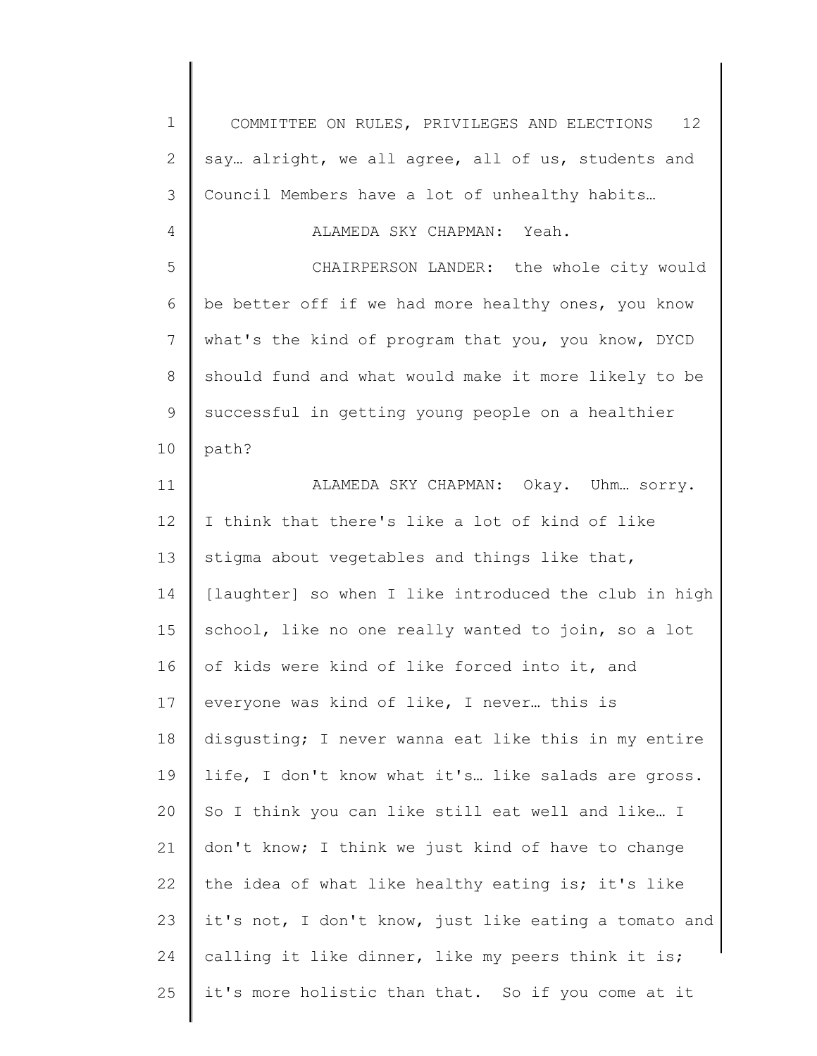say… alright, we all agree, all of us, students and Council Members have a lot of unhealthy habits…

ALAMEDA SKY CHAPMAN: Yeah.

CHAIRPERSON LANDER: the whole city would be better off if we had more healthy ones, you know what's the kind of program that you, you know, DYCD should fund and what would make it more likely to be successful in getting young people on a healthier path?

ALAMEDA SKY CHAPMAN: Okay. Uhm… sorry. I think that there's like a lot of kind of like stigma about vegetables and things like that, [laughter] so when I like introduced the club in high school, like no one really wanted to join, so a lot of kids were kind of like forced into it, and everyone was kind of like, I never… this is disgusting; I never wanna eat like this in my entire life, I don't know what it's… like salads are gross. So I think you can like still eat well and like… I don't know; I think we just kind of have to change the idea of what like healthy eating is; it's like it's not, I don't know, just like eating a tomato and calling it like dinner, like my peers think it is; it's more holistic than that. So if you come at it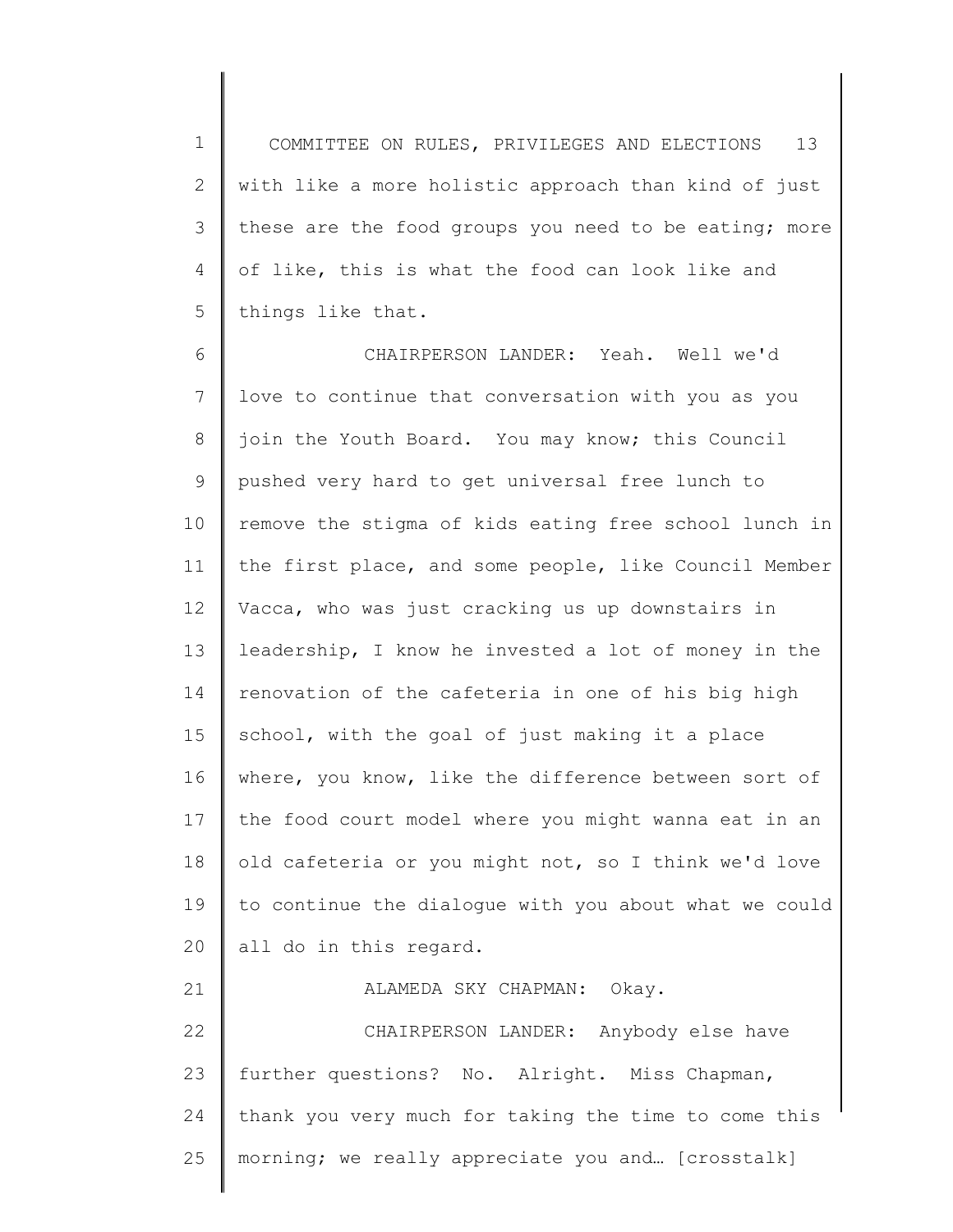with like a more holistic approach than kind of just these are the food groups you need to be eating; more of like, this is what the food can look like and things like that.

CHAIRPERSON LANDER: Yeah. Well we'd love to continue that conversation with you as you join the Youth Board. You may know; this Council pushed very hard to get universal free lunch to remove the stigma of kids eating free school lunch in the first place, and some people, like Council Member Vacca, who was just cracking us up downstairs in leadership, I know he invested a lot of money in the renovation of the cafeteria in one of his big high school, with the goal of just making it a place where, you know, like the difference between sort of the food court model where you might wanna eat in an old cafeteria or you might not, so I think we'd love to continue the dialogue with you about what we could all do in this regard.

ALAMEDA SKY CHAPMAN: Okay.

CHAIRPERSON LANDER: Anybody else have further questions? No. Alright. Miss Chapman, thank you very much for taking the time to come this morning; we really appreciate you and… [crosstalk]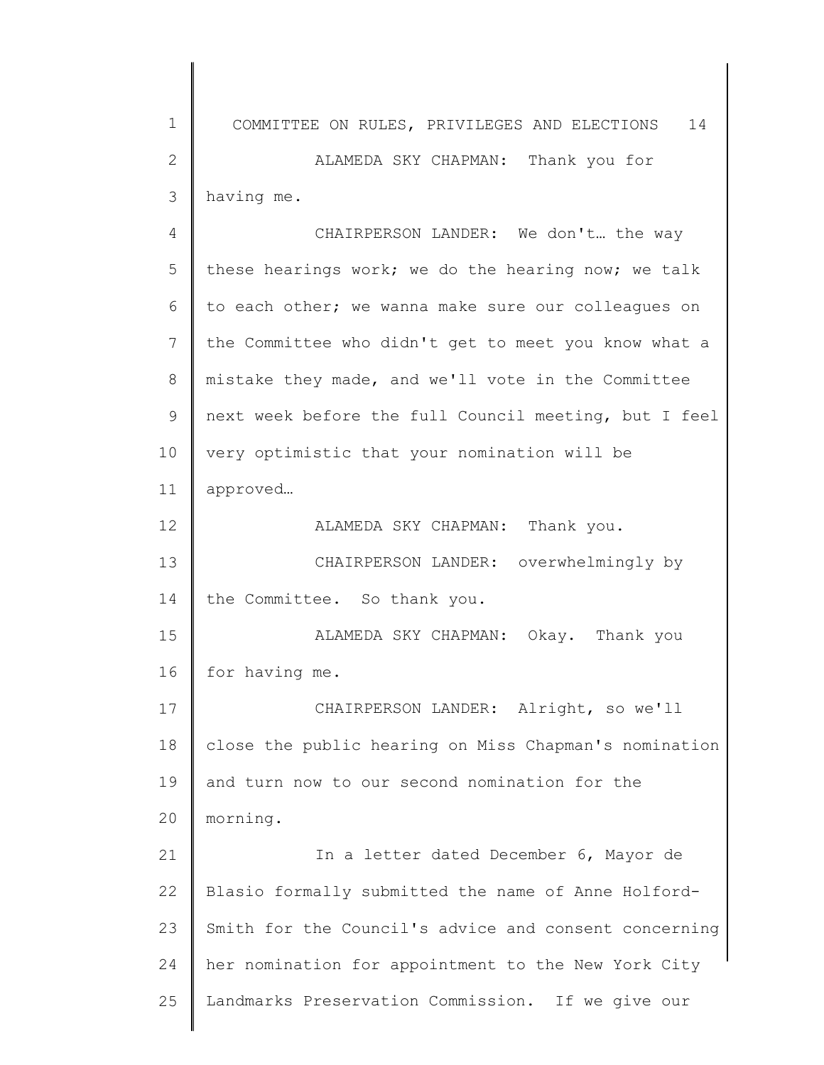ALAMEDA SKY CHAPMAN: Thank you for having me.

CHAIRPERSON LANDER: We don't… the way these hearings work; we do the hearing now; we talk to each other; we wanna make sure our colleagues on the Committee who didn't get to meet you know what a mistake they made, and we'll vote in the Committee next week before the full Council meeting, but I feel very optimistic that your nomination will be approved…

ALAMEDA SKY CHAPMAN: Thank you.

CHAIRPERSON LANDER: overwhelmingly by the Committee. So thank you.

ALAMEDA SKY CHAPMAN: Okay. Thank you for having me.

CHAIRPERSON LANDER: Alright, so we'll close the public hearing on Miss Chapman's nomination and turn now to our second nomination for the morning.

In a letter dated December 6, Mayor de Blasio formally submitted the name of Anne Holford-Smith for the Council's advice and consent concerning her nomination for appointment to the New York City Landmarks Preservation Commission. If we give our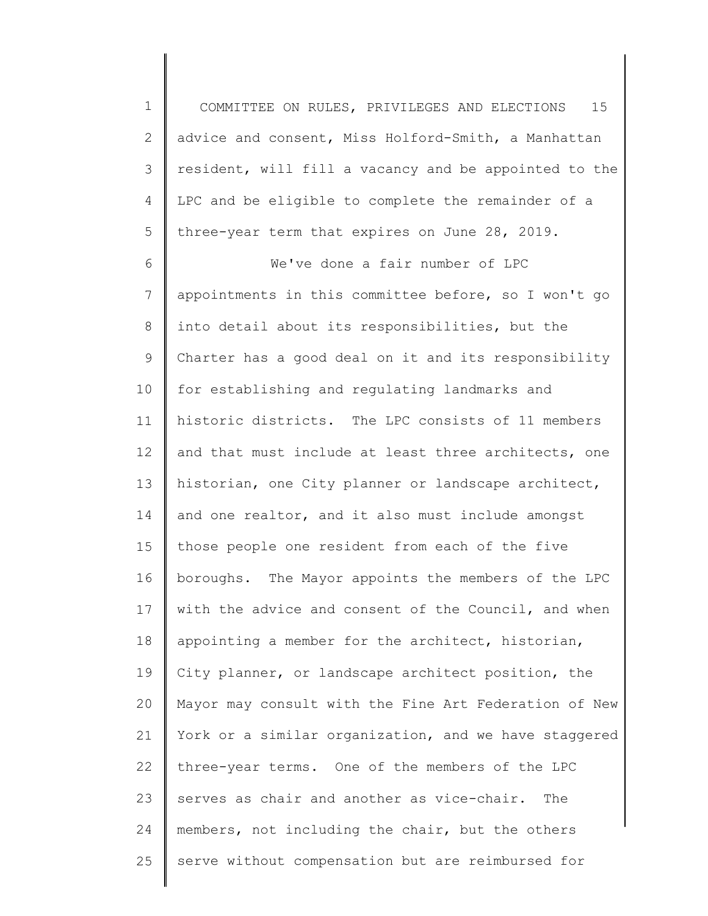advice and consent, Miss Holford-Smith, a Manhattan resident, will fill a vacancy and be appointed to the LPC and be eligible to complete the remainder of a three-year term that expires on June 28, 2019.

We've done a fair number of LPC appointments in this committee before, so I won't go into detail about its responsibilities, but the Charter has a good deal on it and its responsibility for establishing and regulating landmarks and historic districts. The LPC consists of 11 members and that must include at least three architects, one historian, one City planner or landscape architect, and one realtor, and it also must include amongst those people one resident from each of the five boroughs. The Mayor appoints the members of the LPC with the advice and consent of the Council, and when appointing a member for the architect, historian, City planner, or landscape architect position, the Mayor may consult with the Fine Art Federation of New York or a similar organization, and we have staggered three-year terms. One of the members of the LPC serves as chair and another as vice-chair. The members, not including the chair, but the others serve without compensation but are reimbursed for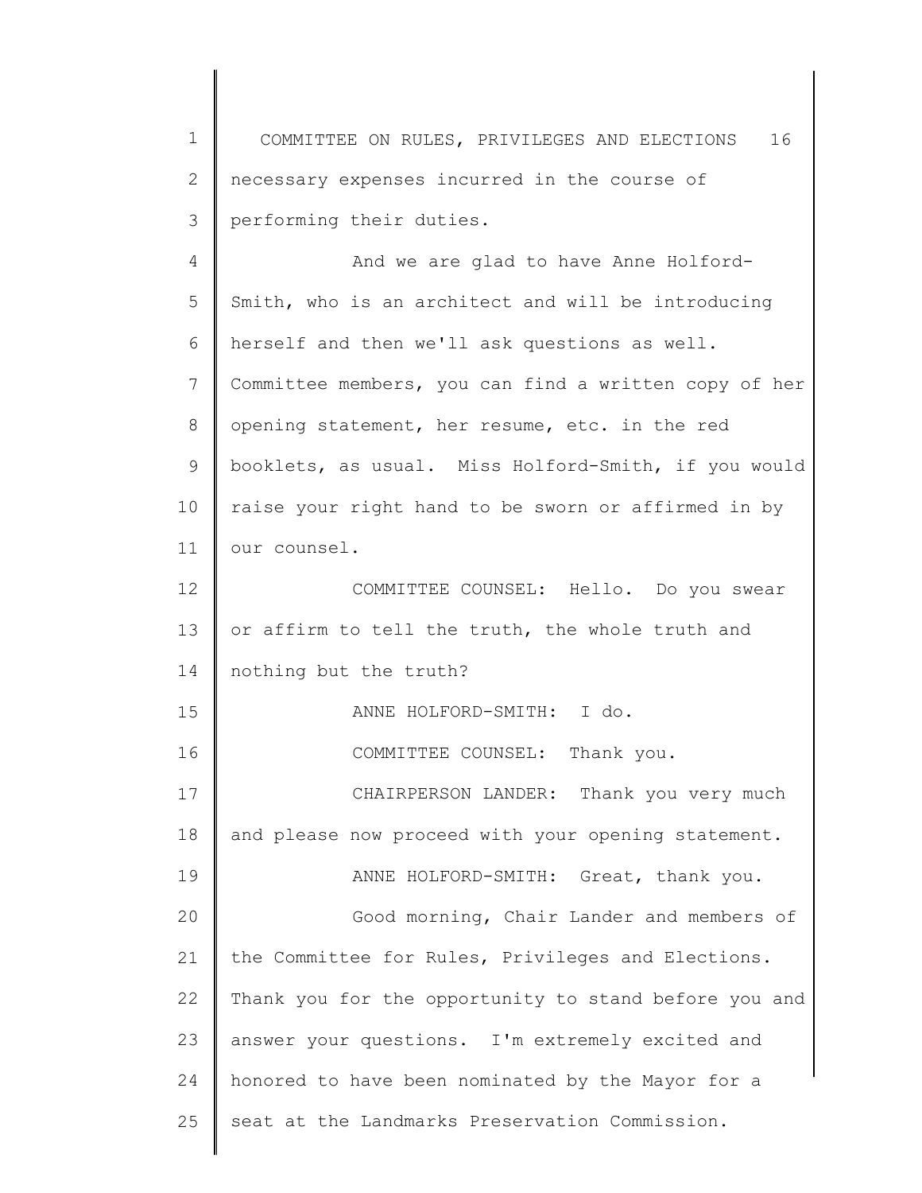necessary expenses incurred in the course of performing their duties.

And we are glad to have Anne Holford-Smith, who is an architect and will be introducing herself and then we'll ask questions as well. Committee members, you can find a written copy of her opening statement, her resume, etc. in the red booklets, as usual. Miss Holford-Smith, if you would raise your right hand to be sworn or affirmed in by our counsel.

COMMITTEE COUNSEL: Hello. Do you swear or affirm to tell the truth, the whole truth and nothing but the truth?

ANNE HOLFORD-SMITH: I do.

COMMITTEE COUNSEL: Thank you.

CHAIRPERSON LANDER: Thank you very much and please now proceed with your opening statement.

ANNE HOLFORD-SMITH: Great, thank you.

Good morning, Chair Lander and members of the Committee for Rules, Privileges and Elections. Thank you for the opportunity to stand before you and answer your questions. I'm extremely excited and honored to have been nominated by the Mayor for a seat at the Landmarks Preservation Commission.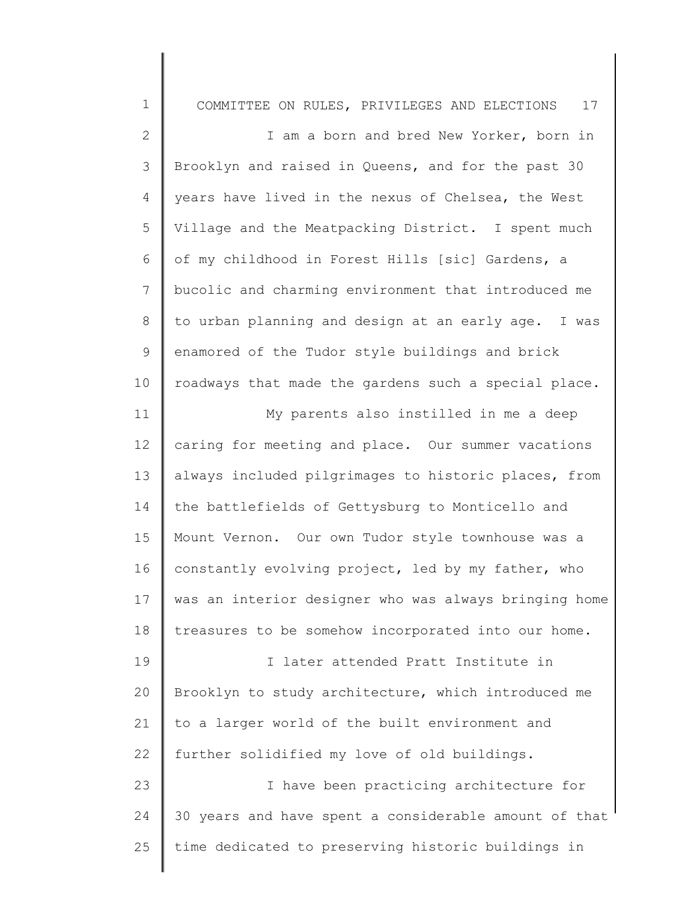I am a born and bred New Yorker, born in Brooklyn and raised in Queens, and for the past 30 years have lived in the nexus of Chelsea, the West Village and the Meatpacking District. I spent much of my childhood in Forest Hills [sic] Gardens, a bucolic and charming environment that introduced me to urban planning and design at an early age. I was enamored of the Tudor style buildings and brick roadways that made the gardens such a special place.

My parents also instilled in me a deep caring for meeting and place. Our summer vacations always included pilgrimages to historic places, from the battlefields of Gettysburg to Monticello and Mount Vernon. Our own Tudor style townhouse was a constantly evolving project, led by my father, who was an interior designer who was always bringing home treasures to be somehow incorporated into our home.

I later attended Pratt Institute in Brooklyn to study architecture, which introduced me to a larger world of the built environment and further solidified my love of old buildings.

I have been practicing architecture for 30 years and have spent a considerable amount of that time dedicated to preserving historic buildings in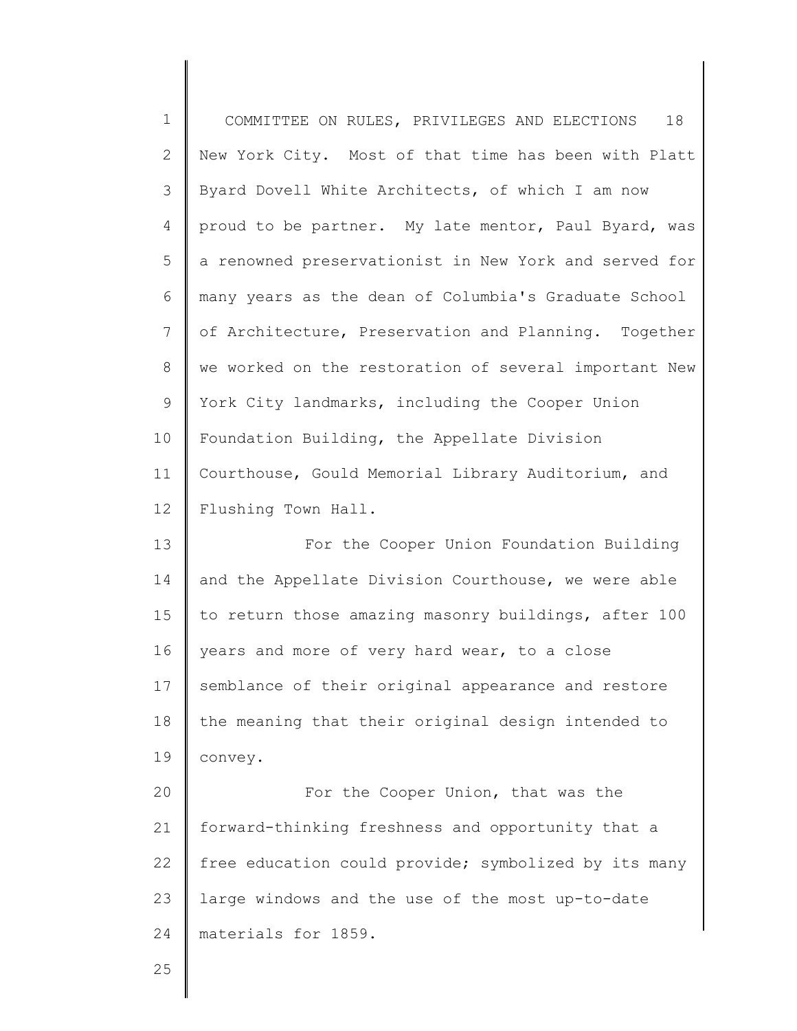New York City. Most of that time has been with Platt Byard Dovell White Architects, of which I am now proud to be partner. My late mentor, Paul Byard, was a renowned preservationist in New York and served for many years as the dean of Columbia's Graduate School of Architecture, Preservation and Planning. Together we worked on the restoration of several important New York City landmarks, including the Cooper Union Foundation Building, the Appellate Division Courthouse, Gould Memorial Library Auditorium, and Flushing Town Hall.

For the Cooper Union Foundation Building and the Appellate Division Courthouse, we were able to return those amazing masonry buildings, after 100 years and more of very hard wear, to a close semblance of their original appearance and restore the meaning that their original design intended to convey.

For the Cooper Union, that was the forward-thinking freshness and opportunity that a free education could provide; symbolized by its many large windows and the use of the most up-to-date materials for 1859.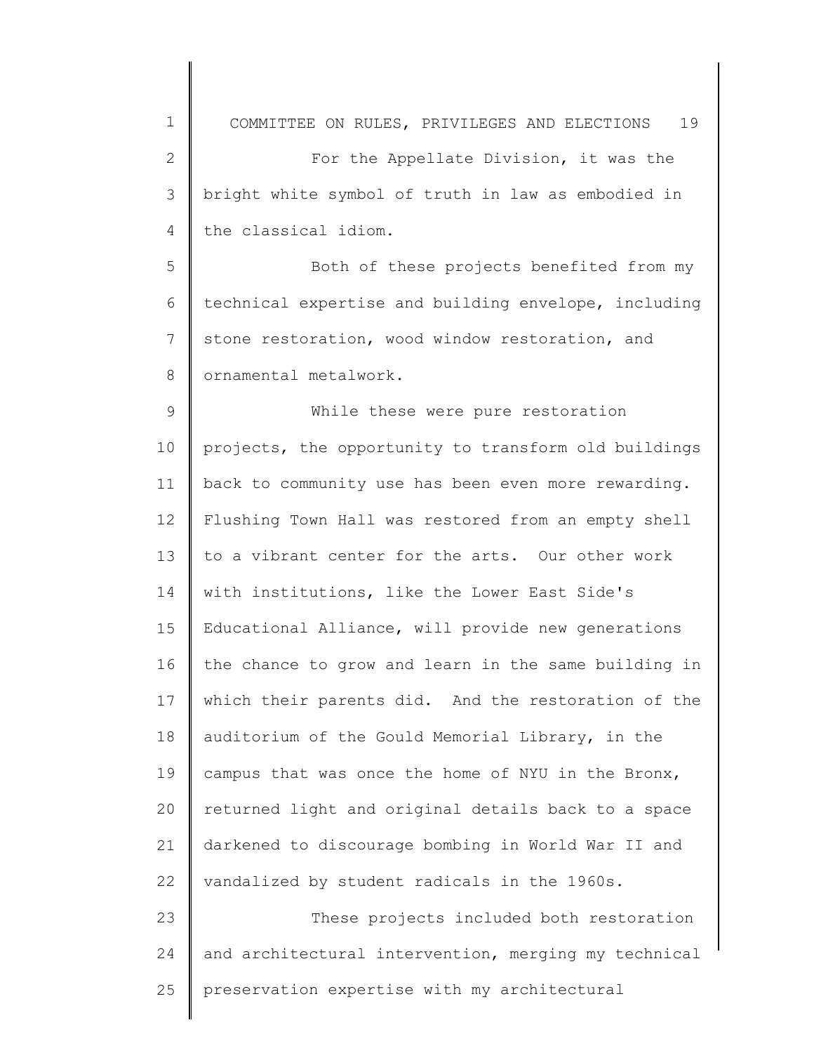For the Appellate Division, it was the bright white symbol of truth in law as embodied in the classical idiom.

Both of these projects benefited from my technical expertise and building envelope, including stone restoration, wood window restoration, and ornamental metalwork.

While these were pure restoration projects, the opportunity to transform old buildings back to community use has been even more rewarding. Flushing Town Hall was restored from an empty shell to a vibrant center for the arts. Our other work with institutions, like the Lower East Side's Educational Alliance, will provide new generations the chance to grow and learn in the same building in which their parents did. And the restoration of the auditorium of the Gould Memorial Library, in the campus that was once the home of NYU in the Bronx, returned light and original details back to a space darkened to discourage bombing in World War II and vandalized by student radicals in the 1960s.

These projects included both restoration and architectural intervention, merging my technical preservation expertise with my architectural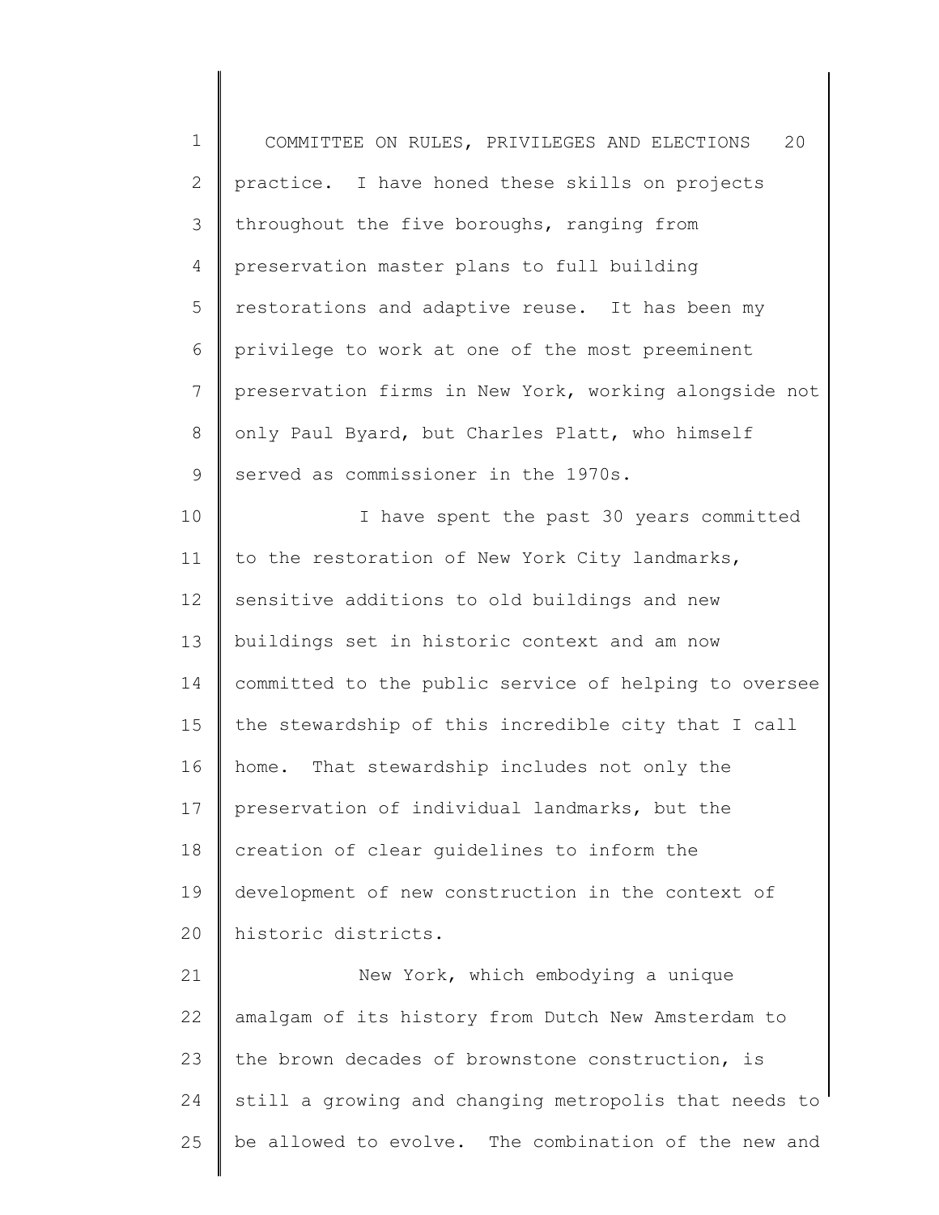practice. I have honed these skills on projects throughout the five boroughs, ranging from preservation master plans to full building restorations and adaptive reuse. It has been my privilege to work at one of the most preeminent preservation firms in New York, working alongside not only Paul Byard, but Charles Platt, who himself served as commissioner in the 1970s.

I have spent the past 30 years committed to the restoration of New York City landmarks, sensitive additions to old buildings and new buildings set in historic context and am now committed to the public service of helping to oversee the stewardship of this incredible city that I call home. That stewardship includes not only the preservation of individual landmarks, but the creation of clear guidelines to inform the development of new construction in the context of historic districts.

New York, which embodying a unique amalgam of its history from Dutch New Amsterdam to the brown decades of brownstone construction, is still a growing and changing metropolis that needs to be allowed to evolve. The combination of the new and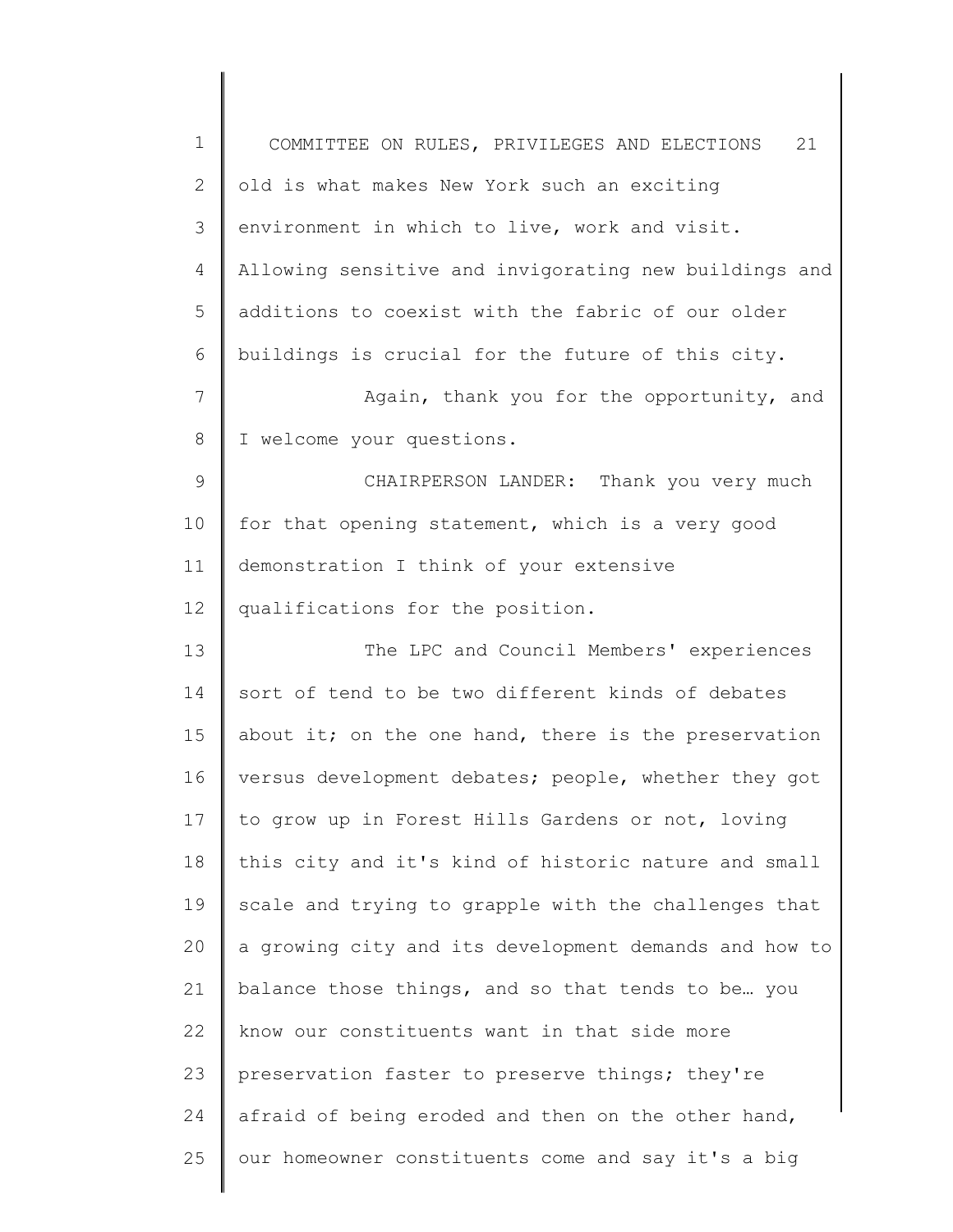old is what makes New York such an exciting environment in which to live, work and visit. Allowing sensitive and invigorating new buildings and additions to coexist with the fabric of our older buildings is crucial for the future of this city.

Again, thank you for the opportunity, and I welcome your questions.

CHAIRPERSON LANDER: Thank you very much for that opening statement, which is a very good demonstration I think of your extensive qualifications for the position.

The LPC and Council Members' experiences sort of tend to be two different kinds of debates about it; on the one hand, there is the preservation versus development debates; people, whether they got to grow up in Forest Hills Gardens or not, loving this city and it's kind of historic nature and small scale and trying to grapple with the challenges that a growing city and its development demands and how to balance those things, and so that tends to be… you know our constituents want in that side more preservation faster to preserve things; they're afraid of being eroded and then on the other hand, our homeowner constituents come and say it's a big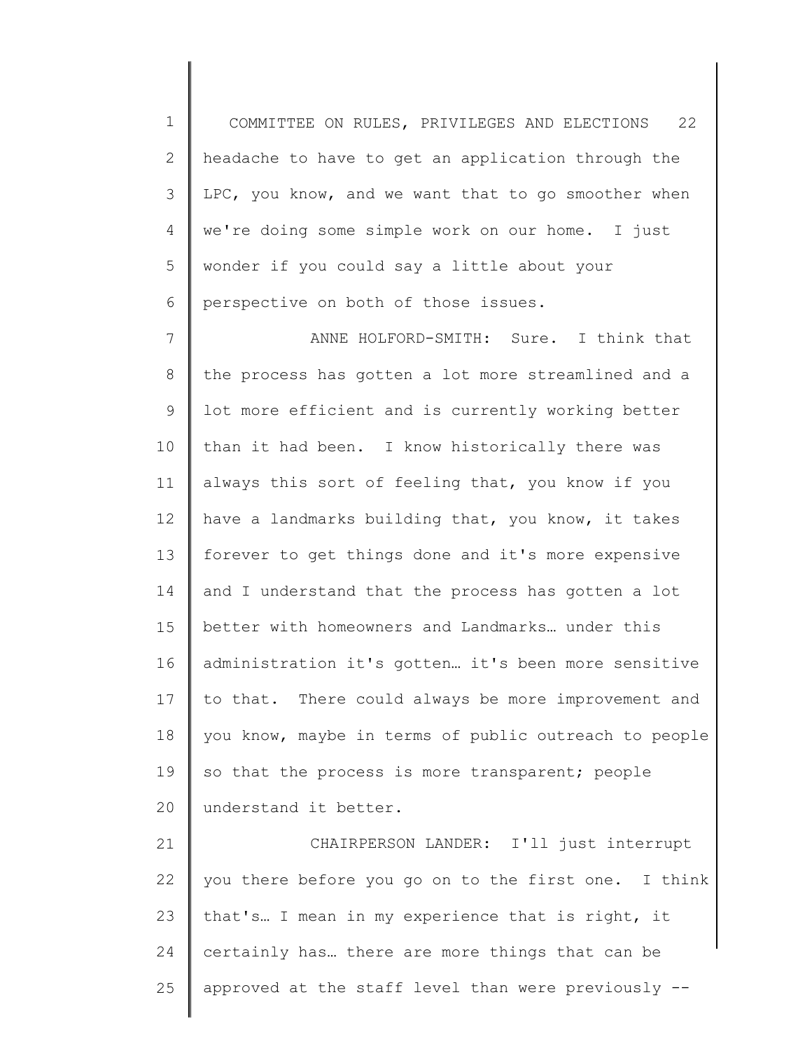headache to have to get an application through the LPC, you know, and we want that to go smoother when we're doing some simple work on our home. I just wonder if you could say a little about your perspective on both of those issues.

ANNE HOLFORD-SMITH: Sure. I think that the process has gotten a lot more streamlined and a lot more efficient and is currently working better than it had been. I know historically there was always this sort of feeling that, you know if you have a landmarks building that, you know, it takes forever to get things done and it's more expensive and I understand that the process has gotten a lot better with homeowners and Landmarks… under this administration it's gotten… it's been more sensitive to that. There could always be more improvement and you know, maybe in terms of public outreach to people so that the process is more transparent; people understand it better.

CHAIRPERSON LANDER: I'll just interrupt you there before you go on to the first one. I think that's… I mean in my experience that is right, it certainly has… there are more things that can be approved at the staff level than were previously --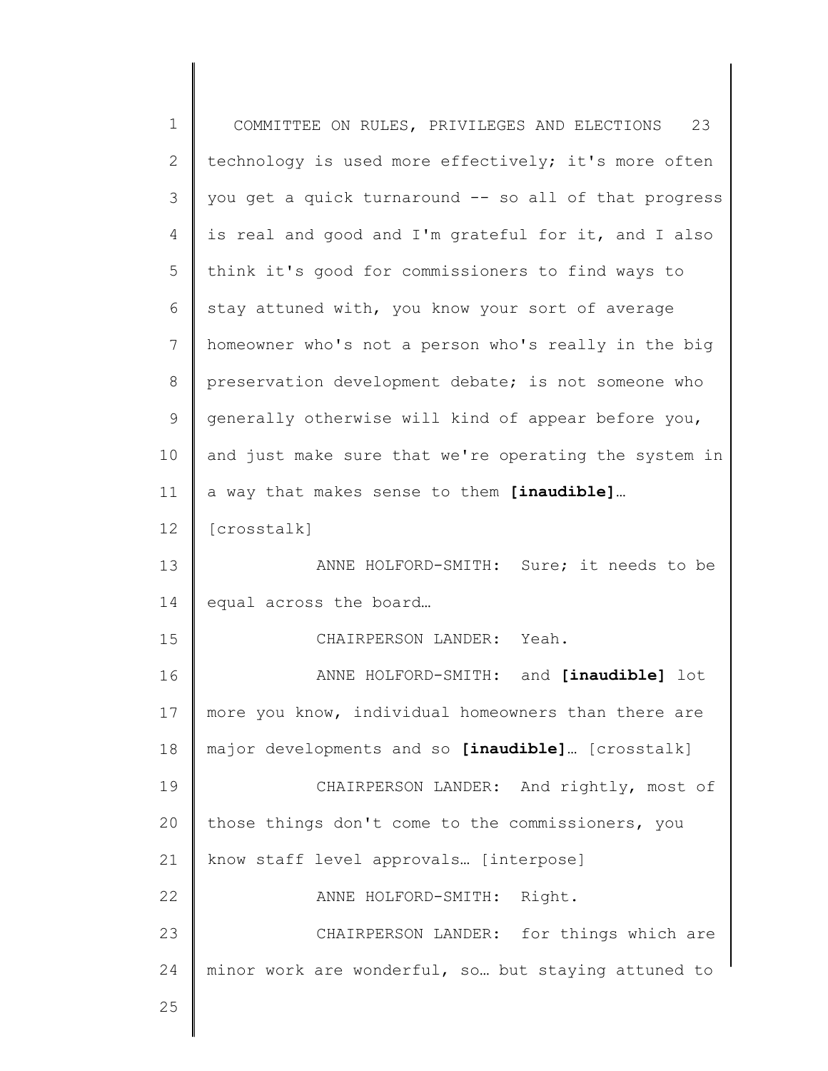technology is used more effectively; it's more often you get a quick turnaround -- so all of that progress is real and good and I'm grateful for it, and I also think it's good for commissioners to find ways to stay attuned with, you know your sort of average homeowner who's not a person who's really in the big preservation development debate; is not someone who generally otherwise will kind of appear before you, and just make sure that we're operating the system in a way that makes sense to them **[inaudible]**… [crosstalk]

ANNE HOLFORD-SMITH: Sure; it needs to be equal across the board…

CHAIRPERSON LANDER: Yeah.

ANNE HOLFORD-SMITH: and **[inaudible]** lot more you know, individual homeowners than there are major developments and so **[inaudible]**… [crosstalk]

CHAIRPERSON LANDER: And rightly, most of those things don't come to the commissioners, you know staff level approvals… [interpose]

ANNE HOLFORD-SMITH: Right.

CHAIRPERSON LANDER: for things which are minor work are wonderful, so… but staying attuned to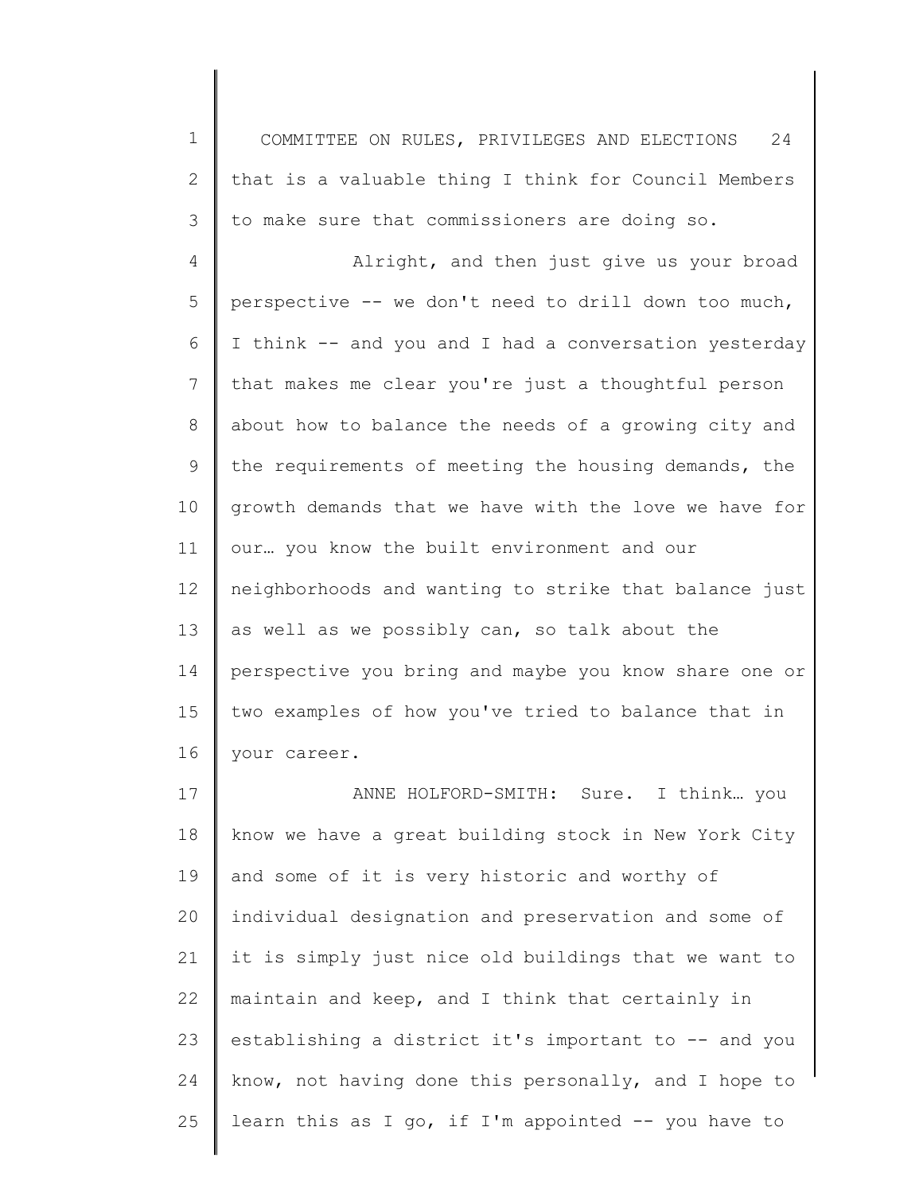that is a valuable thing I think for Council Members to make sure that commissioners are doing so.

Alright, and then just give us your broad perspective -- we don't need to drill down too much, I think -- and you and I had a conversation yesterday that makes me clear you're just a thoughtful person about how to balance the needs of a growing city and the requirements of meeting the housing demands, the growth demands that we have with the love we have for our… you know the built environment and our neighborhoods and wanting to strike that balance just as well as we possibly can, so talk about the perspective you bring and maybe you know share one or two examples of how you've tried to balance that in your career.

ANNE HOLFORD-SMITH: Sure. I think… you know we have a great building stock in New York City and some of it is very historic and worthy of individual designation and preservation and some of it is simply just nice old buildings that we want to maintain and keep, and I think that certainly in establishing a district it's important to -- and you know, not having done this personally, and I hope to learn this as I go, if I'm appointed -- you have to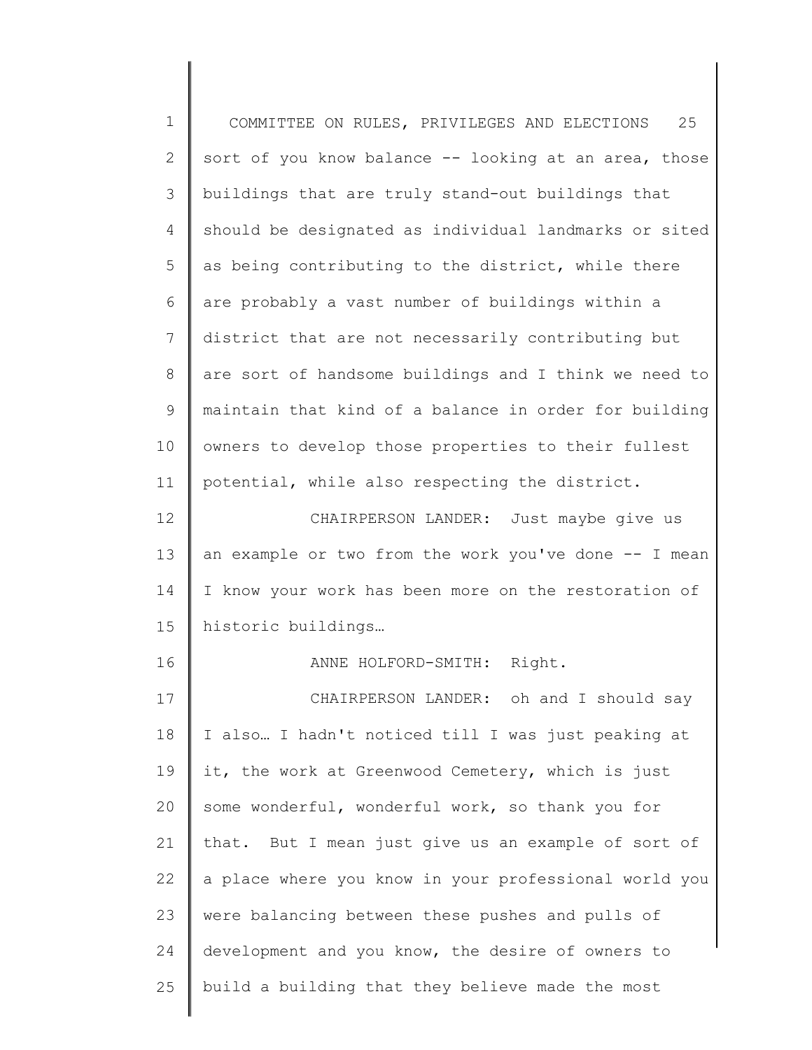sort of you know balance -- looking at an area, those buildings that are truly stand-out buildings that should be designated as individual landmarks or sited as being contributing to the district, while there are probably a vast number of buildings within a district that are not necessarily contributing but are sort of handsome buildings and I think we need to maintain that kind of a balance in order for building owners to develop those properties to their fullest potential, while also respecting the district.

CHAIRPERSON LANDER: Just maybe give us an example or two from the work you've done -- I mean I know your work has been more on the restoration of historic buildings…

ANNE HOLFORD-SMITH: Right.

CHAIRPERSON LANDER: oh and I should say I also… I hadn't noticed till I was just peaking at it, the work at Greenwood Cemetery, which is just some wonderful, wonderful work, so thank you for that. But I mean just give us an example of sort of a place where you know in your professional world you were balancing between these pushes and pulls of development and you know, the desire of owners to build a building that they believe made the most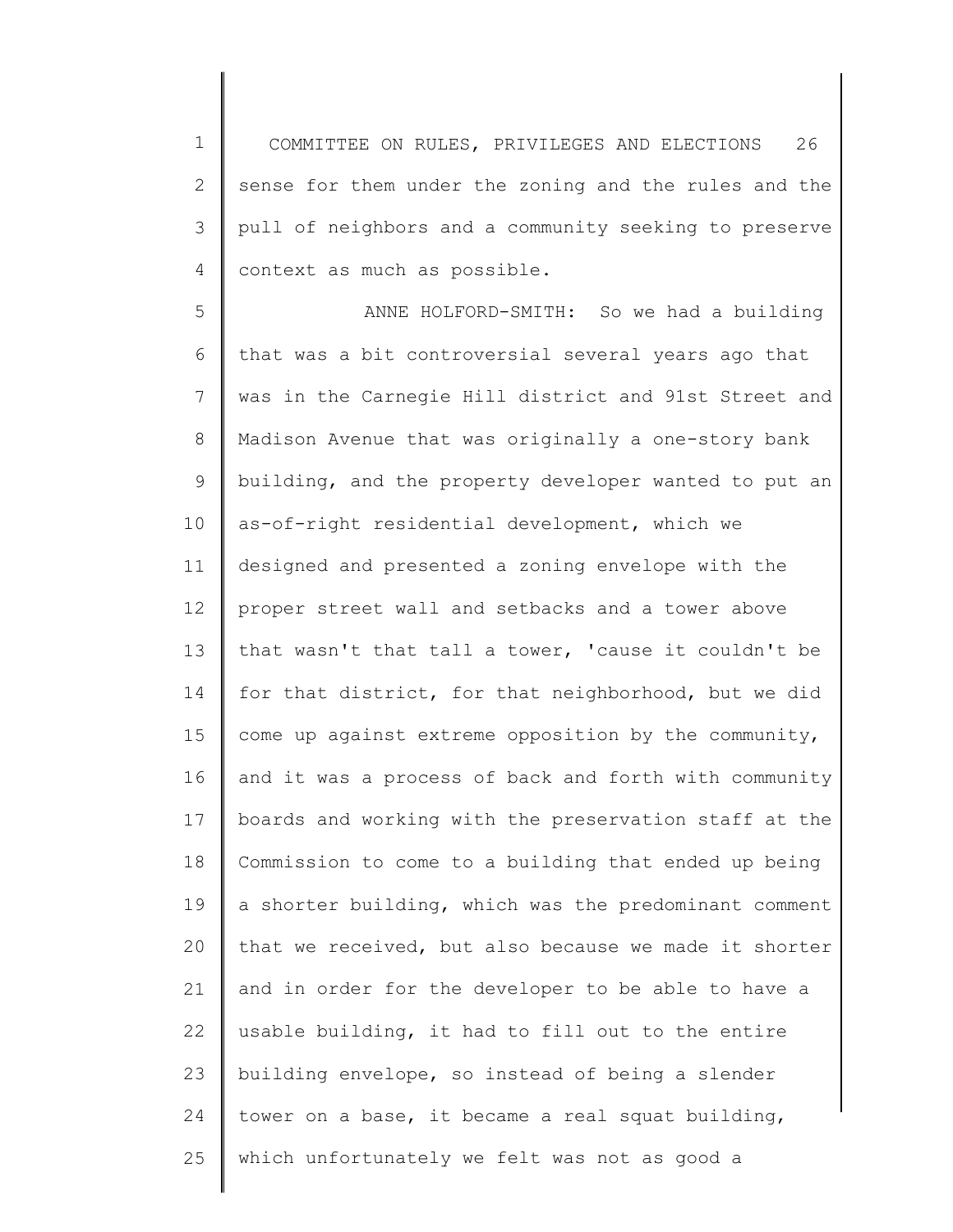sense for them under the zoning and the rules and the pull of neighbors and a community seeking to preserve context as much as possible.

ANNE HOLFORD-SMITH: So we had a building that was a bit controversial several years ago that was in the Carnegie Hill district and 91st Street and Madison Avenue that was originally a one-story bank building, and the property developer wanted to put an as-of-right residential development, which we designed and presented a zoning envelope with the proper street wall and setbacks and a tower above that wasn't that tall a tower, 'cause it couldn't be for that district, for that neighborhood, but we did come up against extreme opposition by the community, and it was a process of back and forth with community boards and working with the preservation staff at the Commission to come to a building that ended up being a shorter building, which was the predominant comment that we received, but also because we made it shorter and in order for the developer to be able to have a usable building, it had to fill out to the entire building envelope, so instead of being a slender tower on a base, it became a real squat building, which unfortunately we felt was not as good a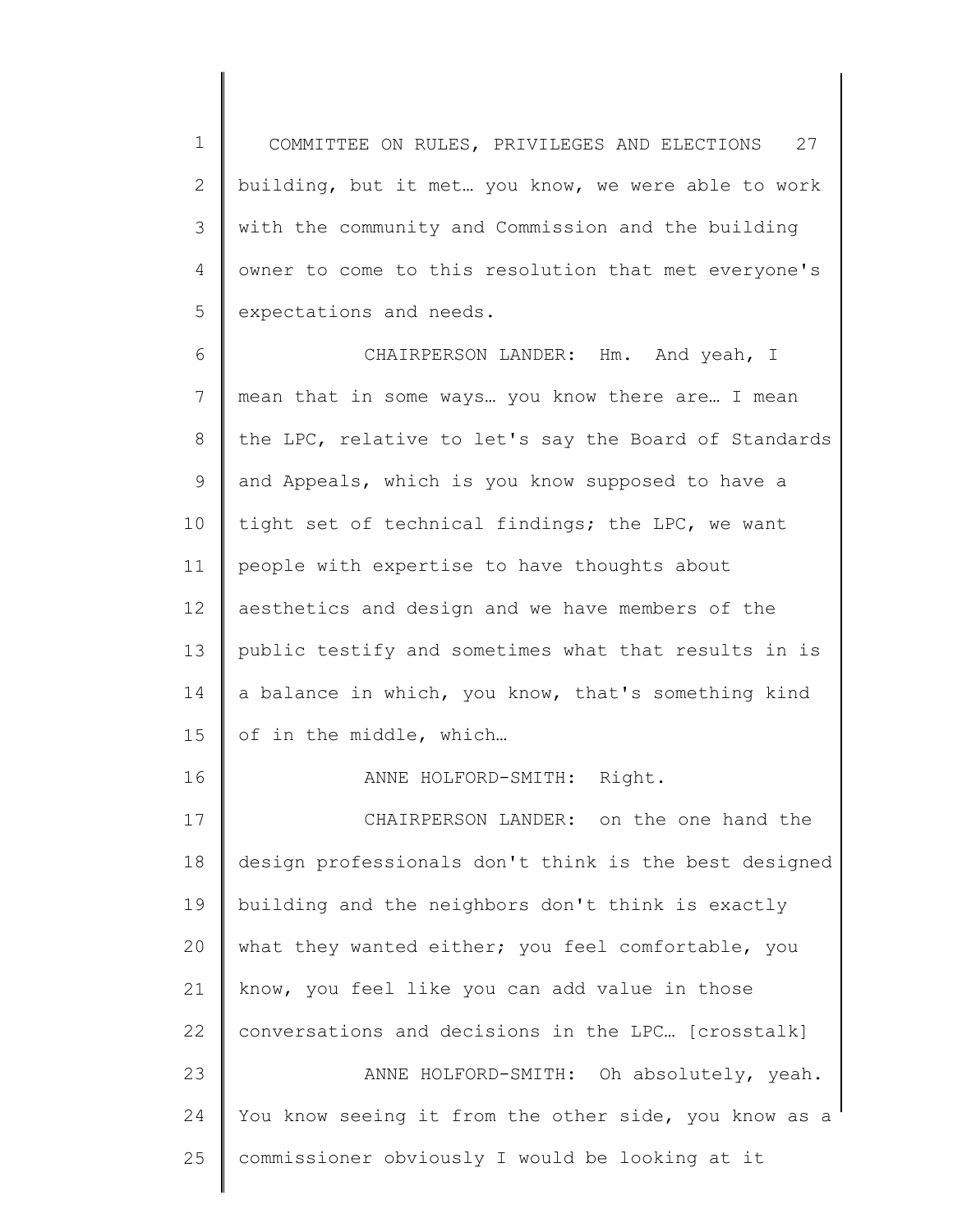building, but it met… you know, we were able to work with the community and Commission and the building owner to come to this resolution that met everyone's expectations and needs.

CHAIRPERSON LANDER: Hm. And yeah, I mean that in some ways… you know there are… I mean the LPC, relative to let's say the Board of Standards and Appeals, which is you know supposed to have a tight set of technical findings; the LPC, we want people with expertise to have thoughts about aesthetics and design and we have members of the public testify and sometimes what that results in is a balance in which, you know, that's something kind of in the middle, which…

ANNE HOLFORD-SMITH: Right.

CHAIRPERSON LANDER: on the one hand the design professionals don't think is the best designed building and the neighbors don't think is exactly what they wanted either; you feel comfortable, you know, you feel like you can add value in those conversations and decisions in the LPC… [crosstalk]

ANNE HOLFORD-SMITH: Oh absolutely, yeah. You know seeing it from the other side, you know as a commissioner obviously I would be looking at it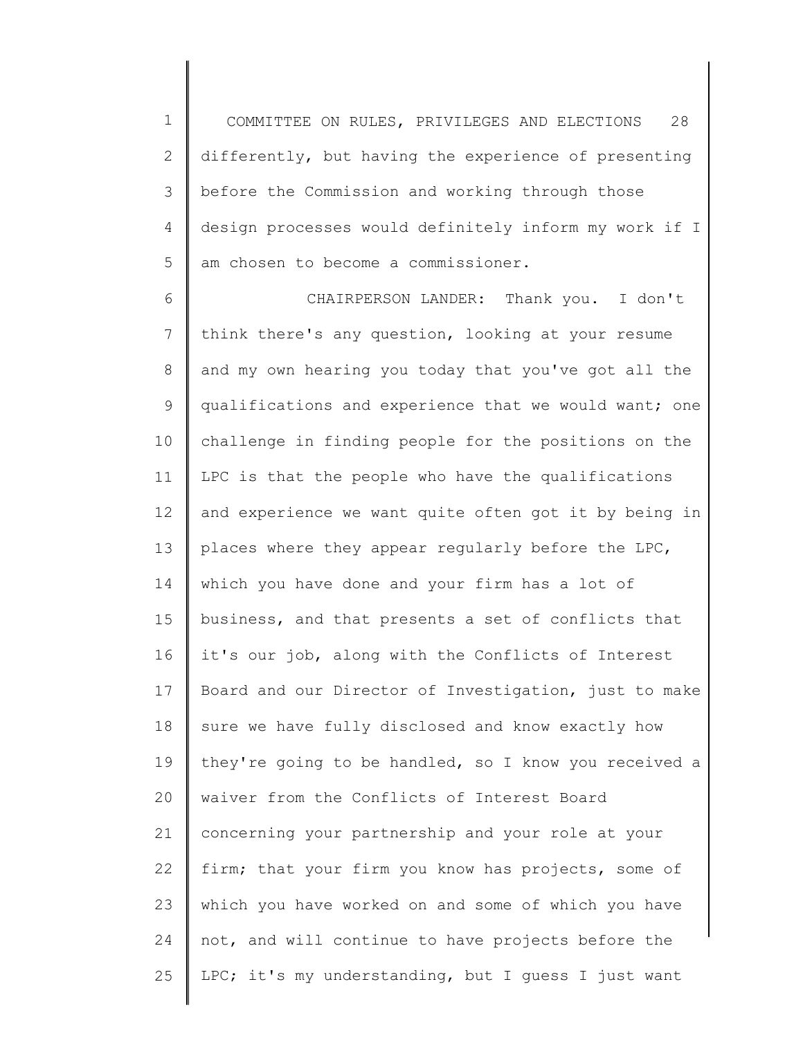differently, but having the experience of presenting before the Commission and working through those design processes would definitely inform my work if I am chosen to become a commissioner.

CHAIRPERSON LANDER: Thank you. I don't think there's any question, looking at your resume and my own hearing you today that you've got all the qualifications and experience that we would want; one challenge in finding people for the positions on the LPC is that the people who have the qualifications and experience we want quite often got it by being in places where they appear regularly before the LPC, which you have done and your firm has a lot of business, and that presents a set of conflicts that it's our job, along with the Conflicts of Interest Board and our Director of Investigation, just to make sure we have fully disclosed and know exactly how they're going to be handled, so I know you received a waiver from the Conflicts of Interest Board concerning your partnership and your role at your firm; that your firm you know has projects, some of which you have worked on and some of which you have not, and will continue to have projects before the LPC; it's my understanding, but I guess I just want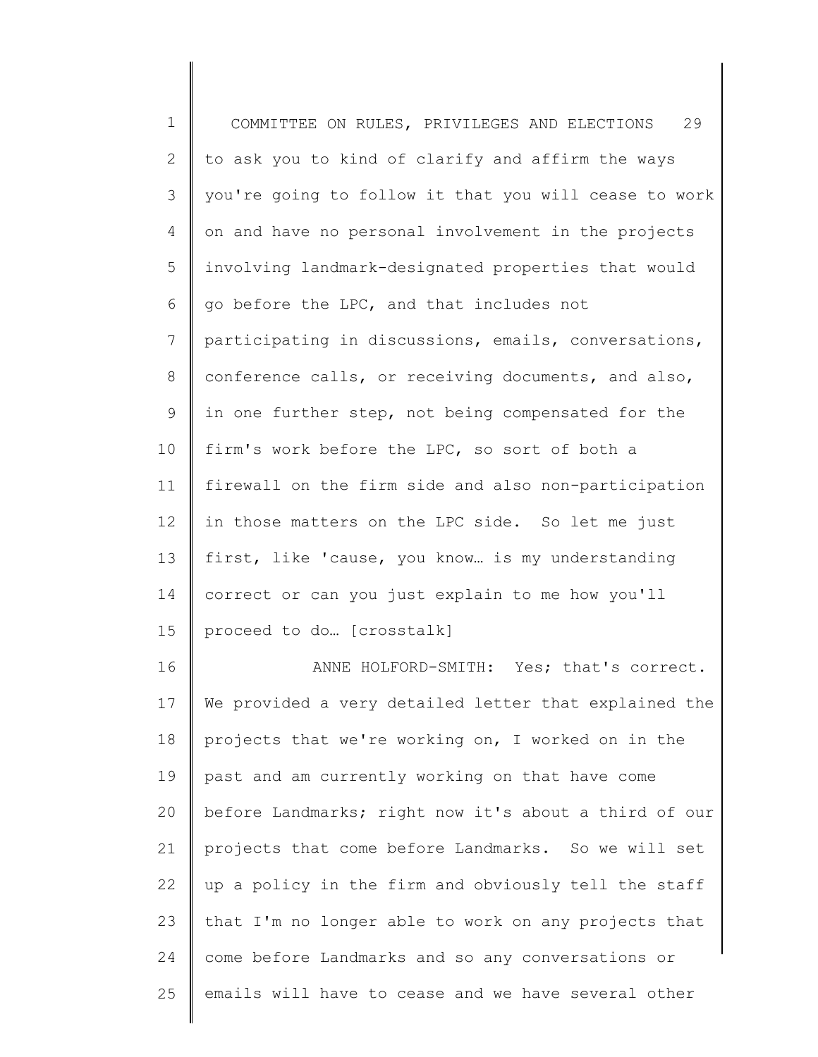to ask you to kind of clarify and affirm the ways you're going to follow it that you will cease to work on and have no personal involvement in the projects involving landmark-designated properties that would go before the LPC, and that includes not participating in discussions, emails, conversations, conference calls, or receiving documents, and also, in one further step, not being compensated for the firm's work before the LPC, so sort of both a firewall on the firm side and also non-participation in those matters on the LPC side. So let me just first, like 'cause, you know… is my understanding correct or can you just explain to me how you'll proceed to do… [crosstalk]

ANNE HOLFORD-SMITH: Yes; that's correct. We provided a very detailed letter that explained the projects that we're working on, I worked on in the past and am currently working on that have come before Landmarks; right now it's about a third of our projects that come before Landmarks. So we will set up a policy in the firm and obviously tell the staff that I'm no longer able to work on any projects that come before Landmarks and so any conversations or emails will have to cease and we have several other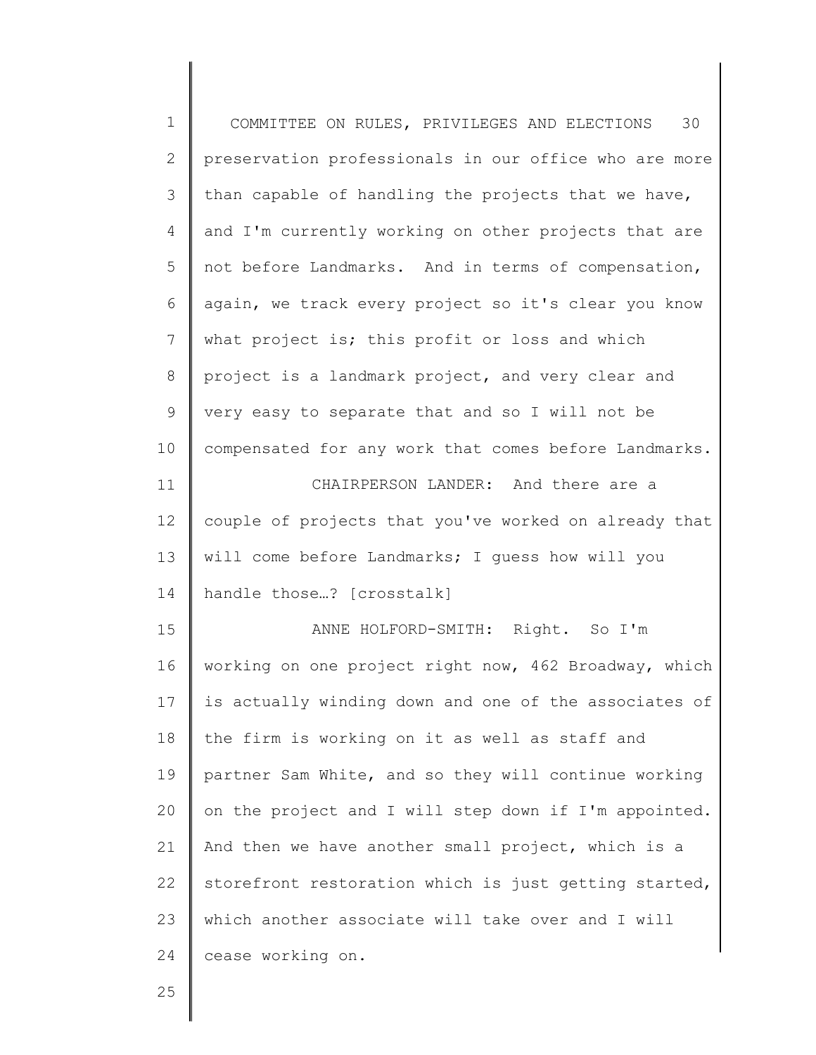preservation professionals in our office who are more than capable of handling the projects that we have, and I'm currently working on other projects that are not before Landmarks. And in terms of compensation, again, we track every project so it's clear you know what project is; this profit or loss and which project is a landmark project, and very clear and very easy to separate that and so I will not be compensated for any work that comes before Landmarks.

CHAIRPERSON LANDER: And there are a couple of projects that you've worked on already that will come before Landmarks; I guess how will you handle those…? [crosstalk]

ANNE HOLFORD-SMITH: Right. So I'm working on one project right now, 462 Broadway, which is actually winding down and one of the associates of the firm is working on it as well as staff and partner Sam White, and so they will continue working on the project and I will step down if I'm appointed. And then we have another small project, which is a storefront restoration which is just getting started, which another associate will take over and I will cease working on.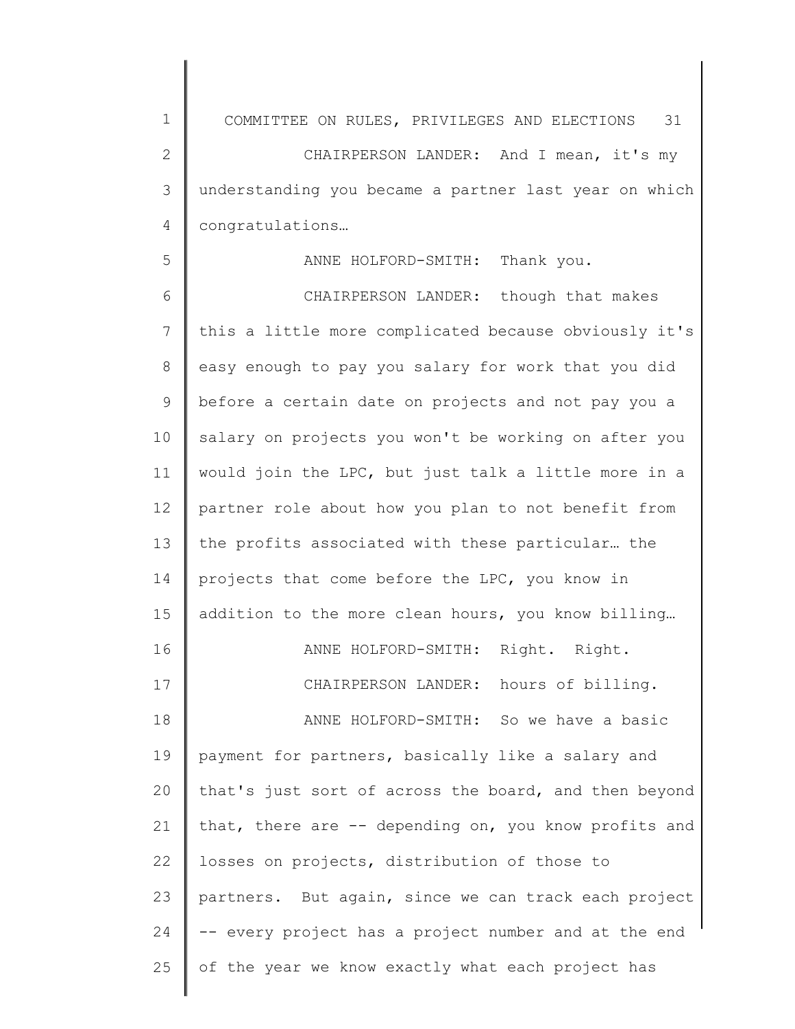CHAIRPERSON LANDER: And I mean, it's my understanding you became a partner last year on which congratulations…

ANNE HOLFORD-SMITH: Thank you.

CHAIRPERSON LANDER: though that makes this a little more complicated because obviously it's easy enough to pay you salary for work that you did before a certain date on projects and not pay you a salary on projects you won't be working on after you would join the LPC, but just talk a little more in a partner role about how you plan to not benefit from the profits associated with these particular… the projects that come before the LPC, you know in addition to the more clean hours, you know billing…

ANNE HOLFORD-SMITH: Right. Right.

CHAIRPERSON LANDER: hours of billing.

ANNE HOLFORD-SMITH: So we have a basic payment for partners, basically like a salary and that's just sort of across the board, and then beyond that, there are -- depending on, you know profits and losses on projects, distribution of those to partners. But again, since we can track each project -- every project has a project number and at the end of the year we know exactly what each project has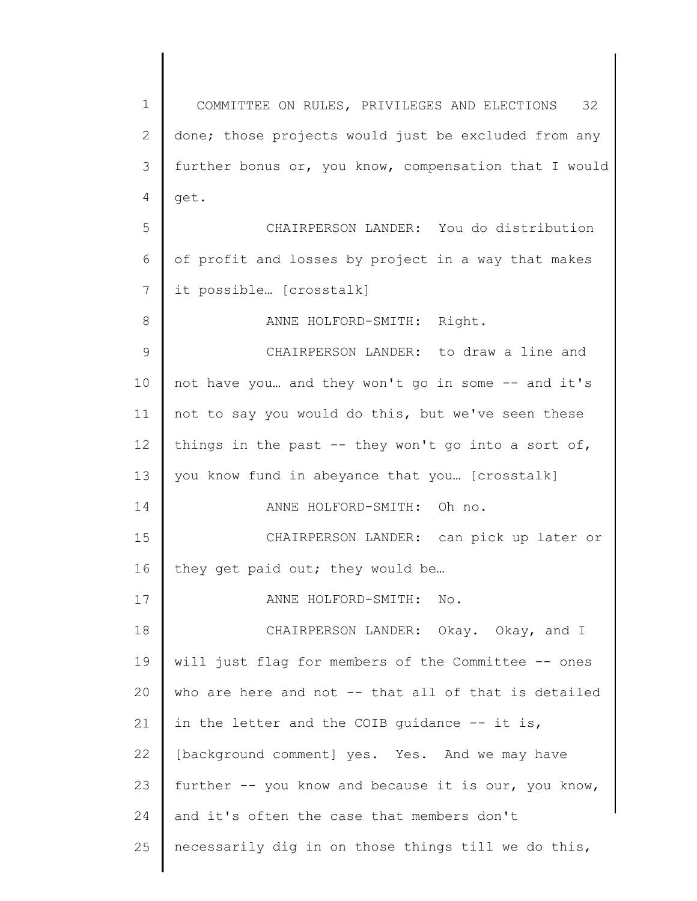done; those projects would just be excluded from any further bonus or, you know, compensation that I would get.

CHAIRPERSON LANDER: You do distribution of profit and losses by project in a way that makes it possible… [crosstalk]

ANNE HOLFORD-SMITH: Right.

CHAIRPERSON LANDER: to draw a line and not have you… and they won't go in some -- and it's not to say you would do this, but we've seen these things in the past -- they won't go into a sort of, you know fund in abeyance that you… [crosstalk]

ANNE HOLFORD-SMITH: Oh no.

CHAIRPERSON LANDER: can pick up later or they get paid out; they would be…

ANNE HOLFORD-SMITH: No.

CHAIRPERSON LANDER: Okay. Okay, and I will just flag for members of the Committee -- ones who are here and not -- that all of that is detailed in the letter and the COIB guidance -- it is, [background comment] yes. Yes. And we may have further -- you know and because it is our, you know, and it's often the case that members don't necessarily dig in on those things till we do this,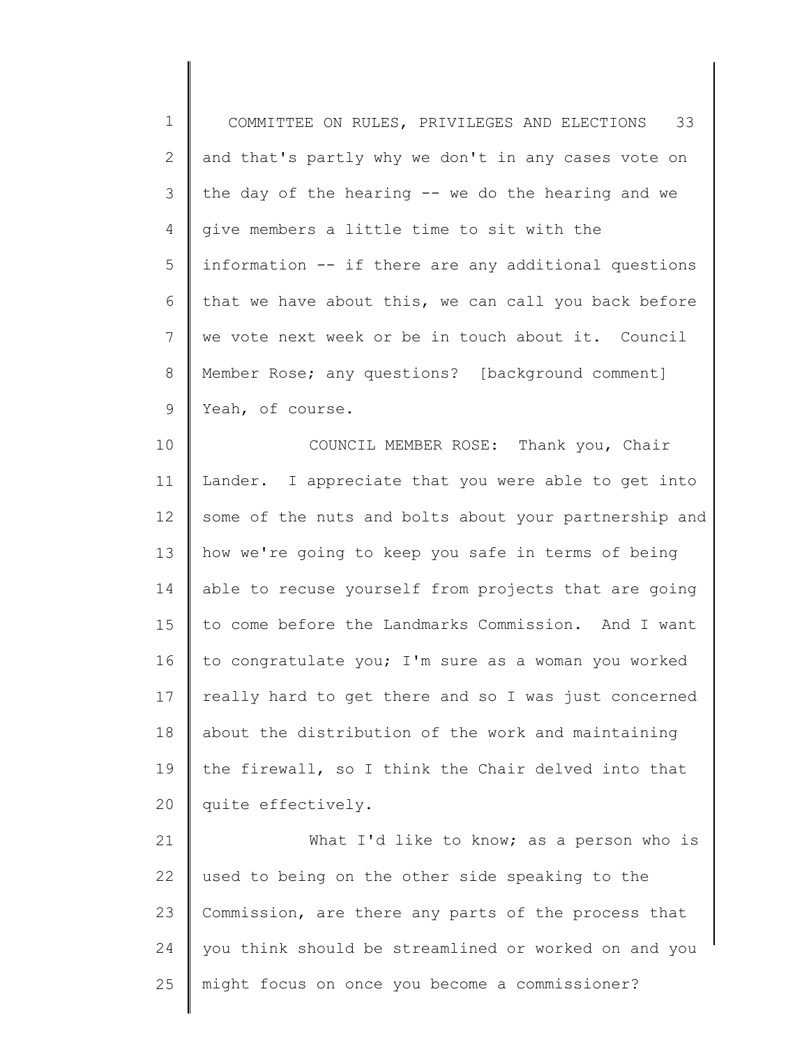and that's partly why we don't in any cases vote on the day of the hearing -- we do the hearing and we give members a little time to sit with the information -- if there are any additional questions that we have about this, we can call you back before we vote next week or be in touch about it. Council Member Rose; any questions? [background comment] Yeah, of course.

COUNCIL MEMBER ROSE: Thank you, Chair Lander. I appreciate that you were able to get into some of the nuts and bolts about your partnership and how we're going to keep you safe in terms of being able to recuse yourself from projects that are going to come before the Landmarks Commission. And I want to congratulate you; I'm sure as a woman you worked really hard to get there and so I was just concerned about the distribution of the work and maintaining the firewall, so I think the Chair delved into that quite effectively.

What I'd like to know; as a person who is used to being on the other side speaking to the Commission, are there any parts of the process that you think should be streamlined or worked on and you might focus on once you become a commissioner?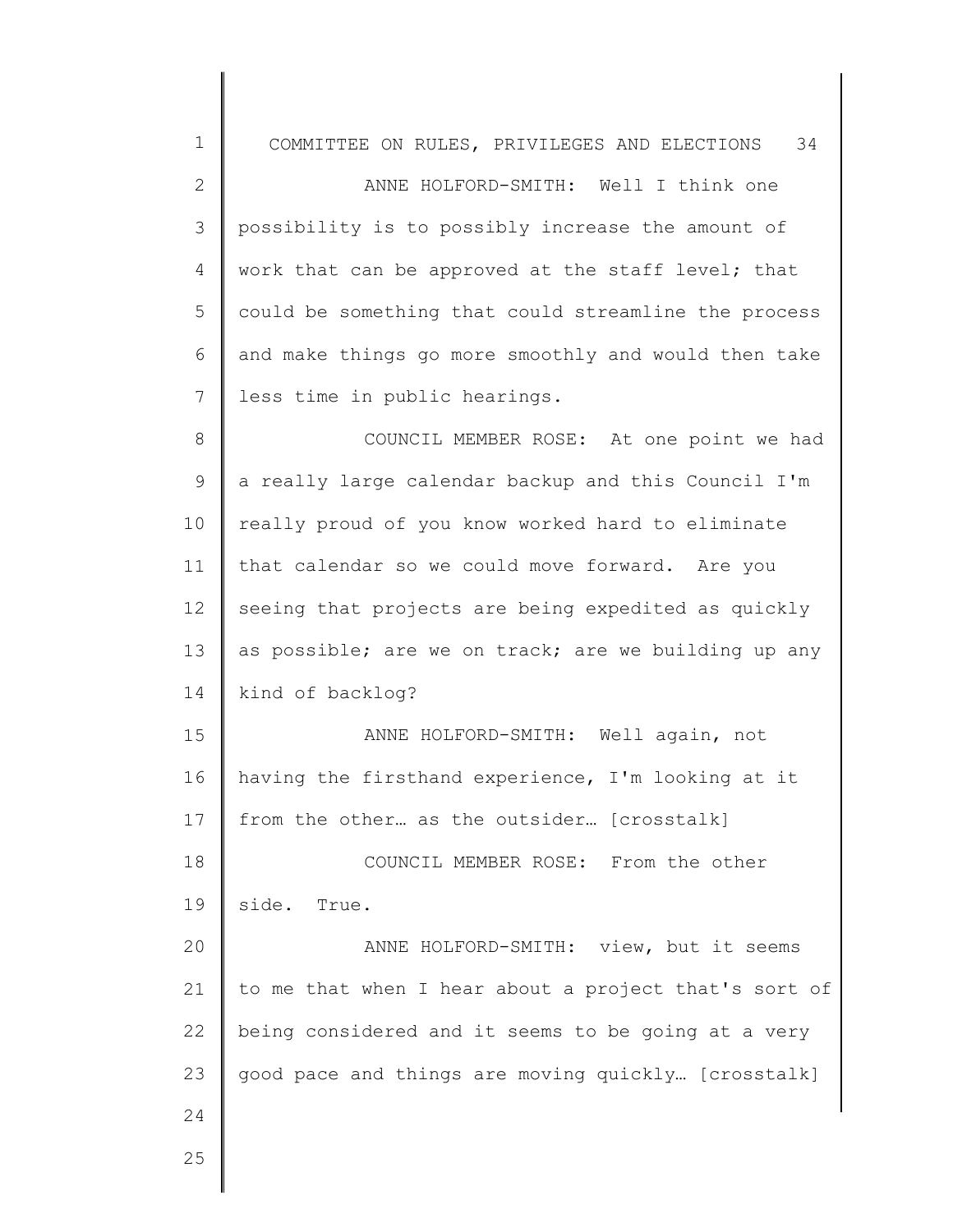ANNE HOLFORD-SMITH: Well I think one possibility is to possibly increase the amount of work that can be approved at the staff level; that could be something that could streamline the process and make things go more smoothly and would then take less time in public hearings.

COUNCIL MEMBER ROSE: At one point we had a really large calendar backup and this Council I'm really proud of you know worked hard to eliminate that calendar so we could move forward. Are you seeing that projects are being expedited as quickly as possible; are we on track; are we building up any kind of backlog?

ANNE HOLFORD-SMITH: Well again, not having the firsthand experience, I'm looking at it from the other… as the outsider… [crosstalk]

COUNCIL MEMBER ROSE: From the other side. True.

ANNE HOLFORD-SMITH: view, but it seems to me that when I hear about a project that's sort of being considered and it seems to be going at a very good pace and things are moving quickly… [crosstalk]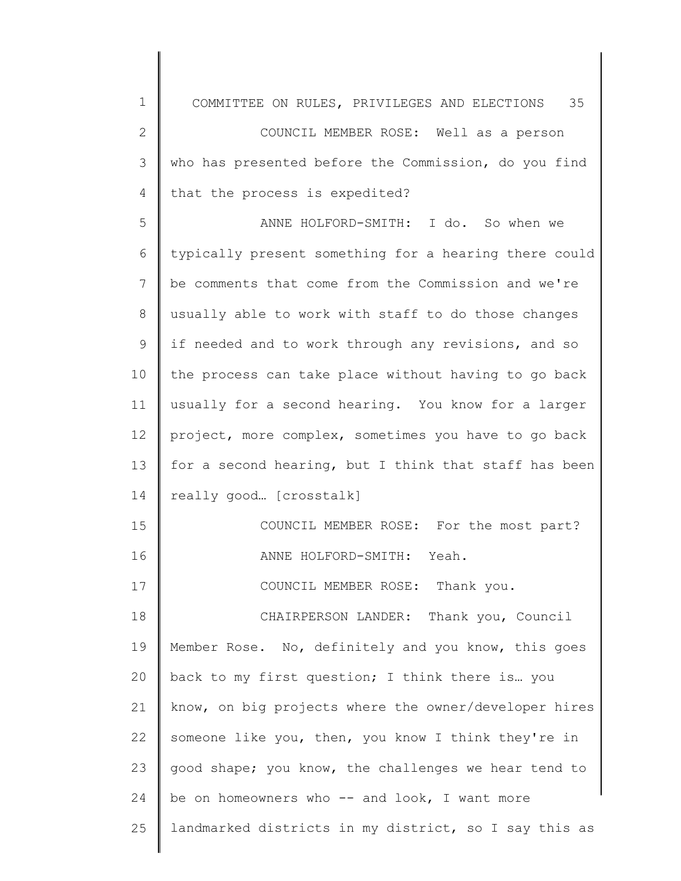COUNCIL MEMBER ROSE: Well as a person who has presented before the Commission, do you find that the process is expedited?

ANNE HOLFORD-SMITH: I do. So when we typically present something for a hearing there could be comments that come from the Commission and we're usually able to work with staff to do those changes if needed and to work through any revisions, and so the process can take place without having to go back usually for a second hearing. You know for a larger project, more complex, sometimes you have to go back for a second hearing, but I think that staff has been really good… [crosstalk]

COUNCIL MEMBER ROSE: For the most part?

ANNE HOLFORD-SMITH: Yeah.

COUNCIL MEMBER ROSE: Thank you.

CHAIRPERSON LANDER: Thank you, Council Member Rose. No, definitely and you know, this goes back to my first question; I think there is… you know, on big projects where the owner/developer hires someone like you, then, you know I think they're in good shape; you know, the challenges we hear tend to be on homeowners who -- and look, I want more landmarked districts in my district, so I say this as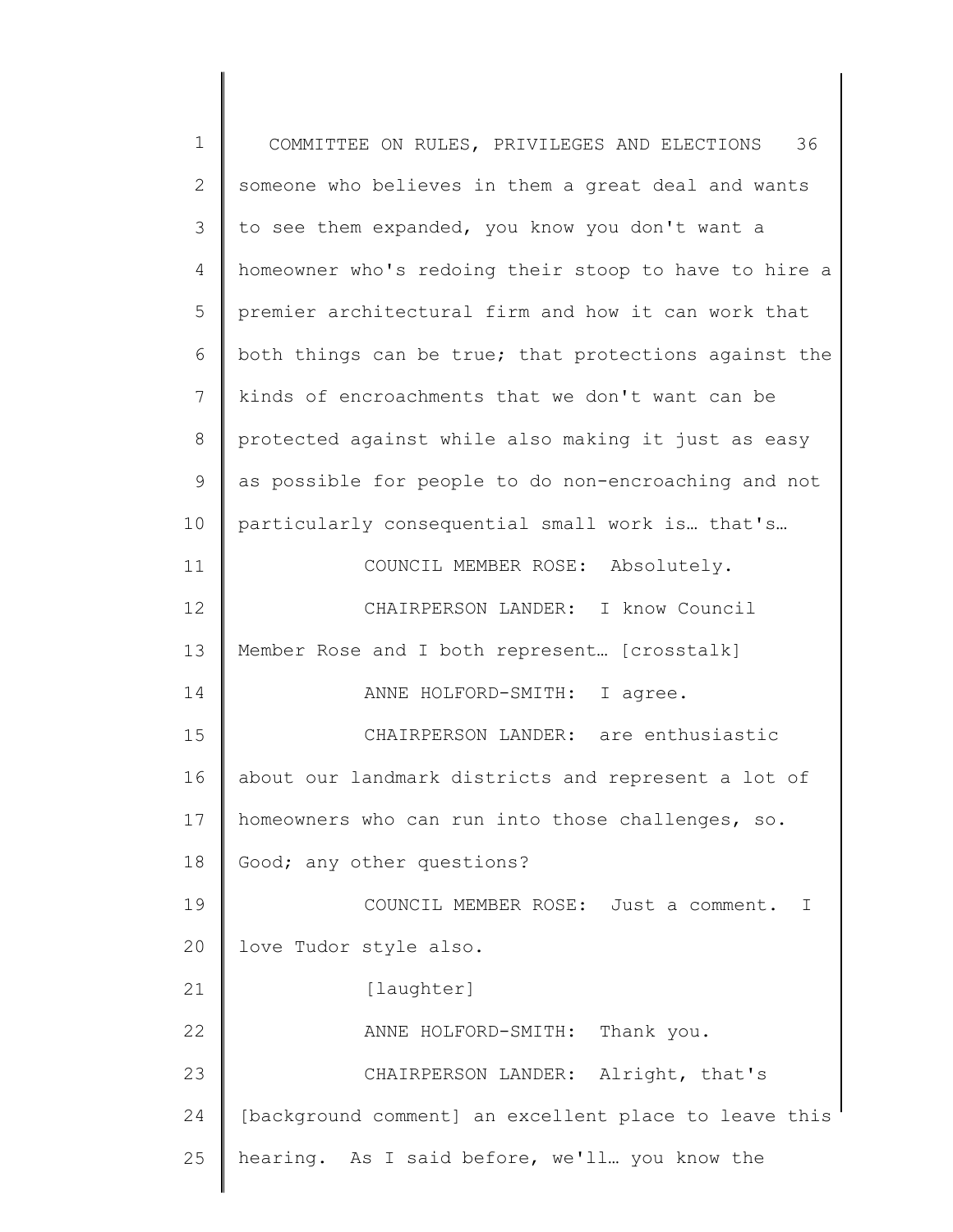someone who believes in them a great deal and wants to see them expanded, you know you don't want a homeowner who's redoing their stoop to have to hire a premier architectural firm and how it can work that both things can be true; that protections against the kinds of encroachments that we don't want can be protected against while also making it just as easy as possible for people to do non-encroaching and not particularly consequential small work is… that's…

COUNCIL MEMBER ROSE: Absolutely.

CHAIRPERSON LANDER: I know Council Member Rose and I both represent… [crosstalk]

ANNE HOLFORD-SMITH: I agree.

CHAIRPERSON LANDER: are enthusiastic about our landmark districts and represent a lot of homeowners who can run into those challenges, so. Good; any other questions?

COUNCIL MEMBER ROSE: Just a comment. I love Tudor style also.

[laughter]

ANNE HOLFORD-SMITH: Thank you.

CHAIRPERSON LANDER: Alright, that's [background comment] an excellent place to leave this hearing. As I said before, we'll… you know the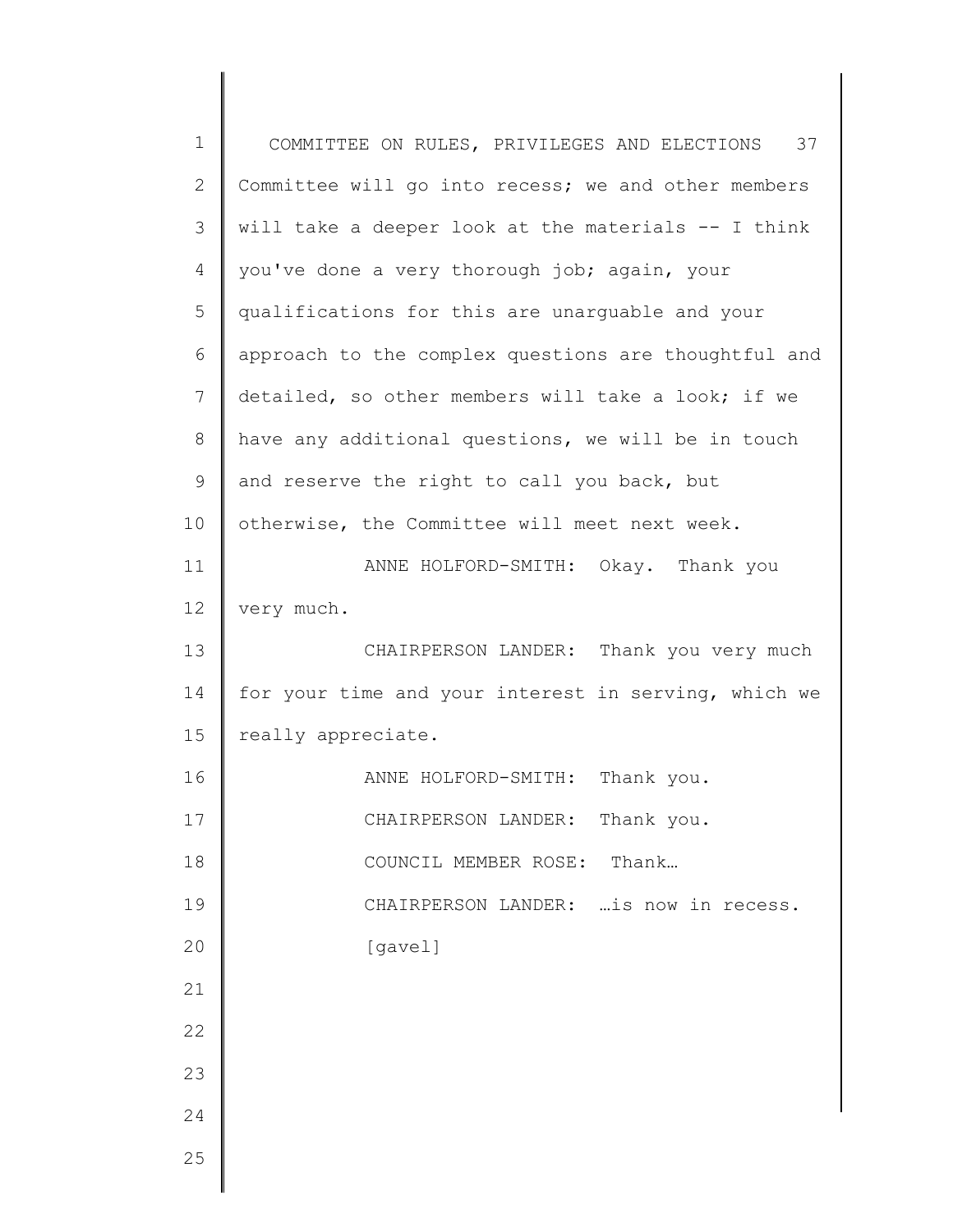Committee will go into recess; we and other members will take a deeper look at the materials -- I think you've done a very thorough job; again, your qualifications for this are unarguable and your approach to the complex questions are thoughtful and detailed, so other members will take a look; if we have any additional questions, we will be in touch and reserve the right to call you back, but otherwise, the Committee will meet next week.

ANNE HOLFORD-SMITH: Okay. Thank you very much.

CHAIRPERSON LANDER: Thank you very much for your time and your interest in serving, which we really appreciate.

ANNE HOLFORD-SMITH: Thank you.

CHAIRPERSON LANDER: Thank you.

COUNCIL MEMBER ROSE: Thank…

CHAIRPERSON LANDER: …is now in recess.

[gavel]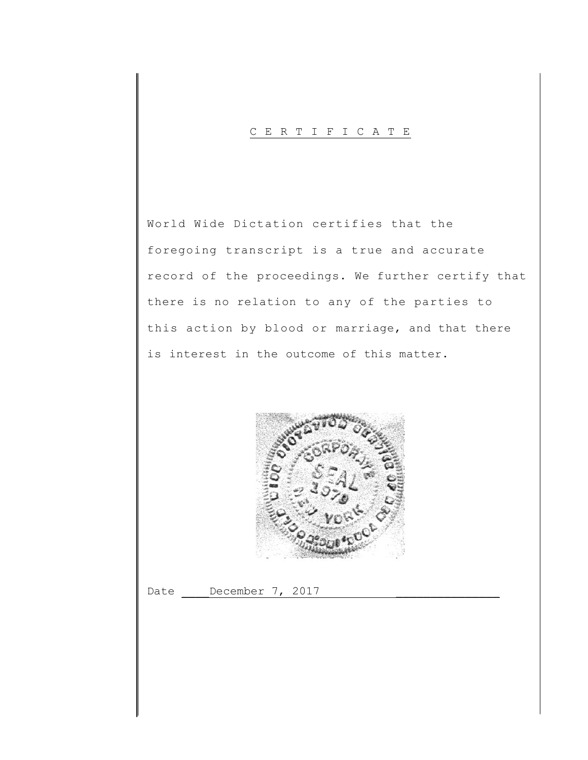# C E R T I F I C A T E

World Wide Dictation certifies that the foregoing transcript is a true and accurate record of the proceedings. We further certify that there is no relation to any of the parties to this action by blood or marriage, and that there is interest in the outcome of this matter.

Date December 7, 2017